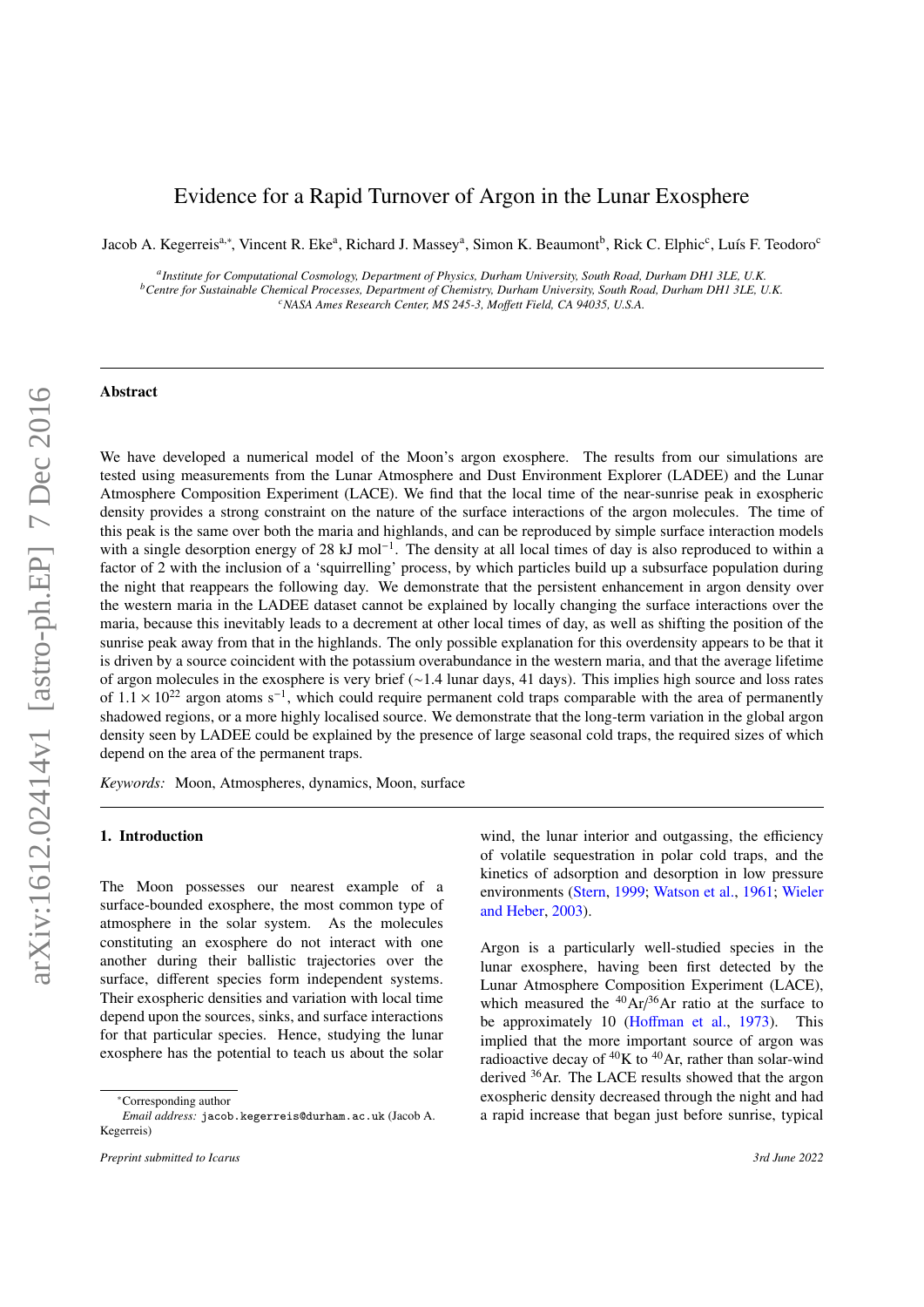# Evidence for a Rapid Turnover of Argon in the Lunar Exosphere

Jacob A. Kegerreis[a,*], Vincent R. Eke[a], Richard J. Massey[a], Simon K. Beaumont[b], Rick C. Elphic[c], Luís F. Teodoro[c]

[a] *Institute for Computational Cosmology, Department of Physics, Durham University, South Road, Durham DH1 3LE, U.K.*
[b] *Centre for Sustainable Chemical Processes, Department of Chemistry, Durham University, South Road, Durham DH1 3LE, U.K.*
[c] *NASA Ames Research Center, MS 245-3, Moffett Field, CA 94035, U.S.A.*

---

### Abstract

We have developed a numerical model of the Moon's argon exosphere. The results from our simulations are tested using measurements from the Lunar Atmosphere and Dust Environment Explorer (LADEE) and the Lunar Atmosphere Composition Experiment (LACE). We find that the local time of the near-sunrise peak in exospheric density provides a strong constraint on the nature of the surface interactions of the argon molecules. The time of this peak is the same over both the maria and highlands, and can be reproduced by simple surface interaction models with a single desorption energy of 28 kJ mol$^{-1}$. The density at all local times of day is also reproduced to within a factor of 2 with the inclusion of a 'squirrelling' process, by which particles build up a subsurface population during the night that reappears the following day. We demonstrate that the persistent enhancement in argon density over the western maria in the LADEE dataset cannot be explained by locally changing the surface interactions over the maria, because this inevitably leads to a decrement at other local times of day, as well as shifting the position of the sunrise peak away from that in the highlands. The only possible explanation for this overdensity appears to be that it is driven by a source coincident with the potassium overabundance in the western maria, and that the average lifetime of argon molecules in the exosphere is very brief (~1.4 lunar days, 41 days). This implies high source and loss rates of $1.1 \times 10^{22}$ argon atoms s$^{-1}$, which could require permanent cold traps comparable with the area of permanently shadowed regions, or a more highly localised source. We demonstrate that the long-term variation in the global argon density seen by LADEE could be explained by the presence of large seasonal cold traps, the required sizes of which depend on the area of the permanent traps.

*Keywords:* Moon, Atmospheres, dynamics, Moon, surface

---

## 1. Introduction

The Moon possesses our nearest example of a surface-bounded exosphere, the most common type of atmosphere in the solar system. As the molecules constituting an exosphere do not interact with one another during their ballistic trajectories over the surface, different species form independent systems. Their exospheric densities and variation with local time depend upon the sources, sinks, and surface interactions for that particular species. Hence, studying the lunar exosphere has the potential to teach us about the solar wind, the lunar interior and outgassing, the efficiency of volatile sequestration in polar cold traps, and the kinetics of adsorption and desorption in low pressure environments (Stern, 1999; Watson et al., 1961; Wieler and Heber, 2003).

Argon is a particularly well-studied species in the lunar exosphere, having been first detected by the Lunar Atmosphere Composition Experiment (LACE), which measured the $^{40}Ar/^{36}Ar$ ratio at the surface to be approximately 10 (Hoffman et al., 1973). This implied that the more important source of argon was radioactive decay of $^{40}K$ to $^{40}Ar$, rather than solar-wind derived $^{36}Ar$. The LACE results showed that the argon exospheric density decreased through the night and had a rapid increase that began just before sunrise, typical

*Corresponding author
*Email address:* jacob.kegerreis@durham.ac.uk (Jacob A. Kegerreis)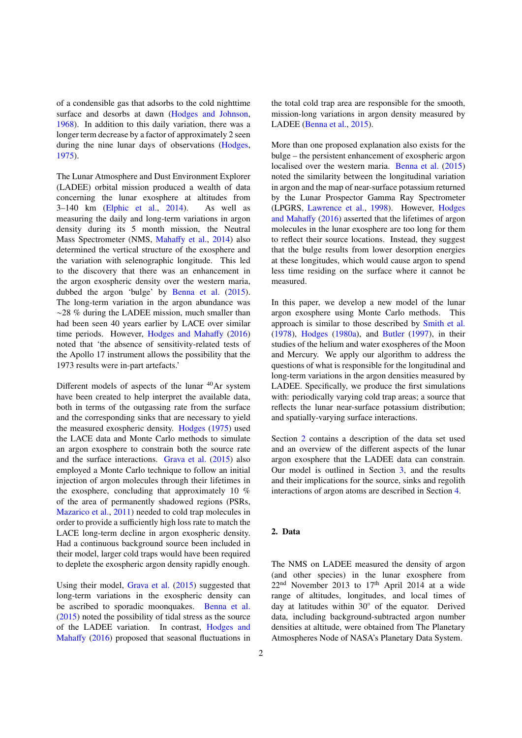of a condensible gas that adsorbs to the cold nighttime surface and desorbs at dawn (Hodges and Johnson, 1968). In addition to this daily variation, there was a longer term decrease by a factor of approximately 2 seen during the nine lunar days of observations (Hodges, 1975).

The Lunar Atmosphere and Dust Environment Explorer (LADEE) orbital mission produced a wealth of data concerning the lunar exosphere at altitudes from 3–140 km (Elphic et al., 2014). As well as measuring the daily and long-term variations in argon density during its 5 month mission, the Neutral Mass Spectrometer (NMS, Mahaffy et al., 2014) also determined the vertical structure of the exosphere and the variation with selenographic longitude. This led to the discovery that there was an enhancement in the argon exospheric density over the western maria, dubbed the argon 'bulge' by Benna et al. (2015). The long-term variation in the argon abundance was ∼28 % during the LADEE mission, much smaller than had been seen 40 years earlier by LACE over similar time periods. However, Hodges and Mahaffy (2016) noted that 'the absence of sensitivity-related tests of the Apollo 17 instrument allows the possibility that the 1973 results were in-part artefacts.'

Different models of aspects of the lunar $^{40}$Ar system have been created to help interpret the available data, both in terms of the outgassing rate from the surface and the corresponding sinks that are necessary to yield the measured exospheric density. Hodges (1975) used the LACE data and Monte Carlo methods to simulate an argon exosphere to constrain both the source rate and the surface interactions. Grava et al. (2015) also employed a Monte Carlo technique to follow an initial injection of argon molecules through their lifetimes in the exosphere, concluding that approximately 10 % of the area of permanently shadowed regions (PSRs, Mazarico et al., 2011) needed to cold trap molecules in order to provide a sufficiently high loss rate to match the LACE long-term decline in argon exospheric density. Had a continuous background source been included in their model, larger cold traps would have been required to deplete the exospheric argon density rapidly enough.

Using their model, Grava et al. (2015) suggested that long-term variations in the exospheric density can be ascribed to sporadic moonquakes. Benna et al. (2015) noted the possibility of tidal stress as the source of the LADEE variation. In contrast, Hodges and Mahaffy (2016) proposed that seasonal fluctuations in the total cold trap area are responsible for the smooth, mission-long variations in argon density measured by LADEE (Benna et al., 2015).

More than one proposed explanation also exists for the bulge – the persistent enhancement of exospheric argon localised over the western maria. Benna et al. (2015) noted the similarity between the longitudinal variation in argon and the map of near-surface potassium returned by the Lunar Prospector Gamma Ray Spectrometer (LPGRS, Lawrence et al., 1998). However, Hodges and Mahaffy (2016) asserted that the lifetimes of argon molecules in the lunar exosphere are too long for them to reflect their source locations. Instead, they suggest that the bulge results from lower desorption energies at these longitudes, which would cause argon to spend less time residing on the surface where it cannot be measured.

In this paper, we develop a new model of the lunar argon exosphere using Monte Carlo methods. This approach is similar to those described by Smith et al. (1978), Hodges (1980a), and Butler (1997), in their studies of the helium and water exospheres of the Moon and Mercury. We apply our algorithm to address the questions of what is responsible for the longitudinal and long-term variations in the argon densities measured by LADEE. Specifically, we produce the first simulations with: periodically varying cold trap areas; a source that reflects the lunar near-surface potassium distribution; and spatially-varying surface interactions.

Section 2 contains a description of the data set used and an overview of the different aspects of the lunar argon exosphere that the LADEE data can constrain. Our model is outlined in Section 3, and the results and their implications for the source, sinks and regolith interactions of argon atoms are described in Section 4.

## 2. Data

The NMS on LADEE measured the density of argon (and other species) in the lunar exosphere from 22nd November 2013 to 17th April 2014 at a wide range of altitudes, longitudes, and local times of day at latitudes within 30° of the equator. Derived data, including background-subtracted argon number densities at altitude, were obtained from The Planetary Atmospheres Node of NASA's Planetary Data System.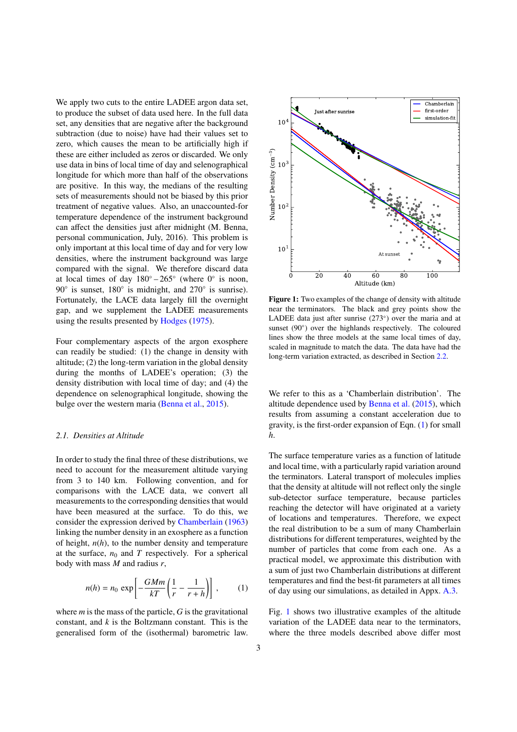We apply two cuts to the entire LADEE argon data set, to produce the subset of data used here. In the full data set, any densities that are negative after the background subtraction (due to noise) have had their values set to zero, which causes the mean to be artificially high if these are either included as zeros or discarded. We only use data in bins of local time of day and selenographical longitude for which more than half of the observations are positive. In this way, the medians of the resulting sets of measurements should not be biased by this prior treatment of negative values. Also, an unaccounted-for temperature dependence of the instrument background can affect the densities just after midnight (M. Benna, personal communication, July, 2016). This problem is only important at this local time of day and for very low densities, where the instrument background was large compared with the signal. We therefore discard data at local times of day $180° – 265°$ (where $0°$ is noon, $90°$ is sunset, $180°$ is midnight, and $270°$ is sunrise). Fortunately, the LACE data largely fill the overnight gap, and we supplement the LADEE measurements using the results presented by Hodges (1975).

Four complementary aspects of the argon exosphere can readily be studied: (1) the change in density with altitude; (2) the long-term variation in the global density during the months of LADEE's operation; (3) the density distribution with local time of day; and (4) the dependence on selenographical longitude, showing the bulge over the western maria (Benna et al., 2015).

### 2.1. Densities at Altitude

In order to study the final three of these distributions, we need to account for the measurement altitude varying from 3 to 140 km. Following convention, and for comparisons with the LACE data, we convert all measurements to the corresponding densities that would have been measured at the surface. To do this, we consider the expression derived by Chamberlain (1963) linking the number density in an exosphere as a function of height, $n(h)$, to the number density and temperature at the surface, $n_0$ and $T$ respectively. For a spherical body with mass $M$ and radius $r$,

$$n(h) = n_0 \exp\left[-\frac{GMm}{kT}\left(\frac{1}{r} - \frac{1}{r+h}\right)\right] , \qquad (1)$$

where $m$ is the mass of the particle, $G$ is the gravitational constant, and $k$ is the Boltzmann constant. This is the generalised form of the (isothermal) barometric law. We refer to this as a 'Chamberlain distribution'. The altitude dependence used by Benna et al. (2015), which results from assuming a constant acceleration due to gravity, is the first-order expansion of Eqn. (1) for small $h$.

The surface temperature varies as a function of latitude and local time, with a particularly rapid variation around the terminators. Lateral transport of molecules implies that the density at altitude will not reflect only the single sub-detector surface temperature, because particles reaching the detector will have originated at a variety of locations and temperatures. Therefore, we expect the real distribution to be a sum of many Chamberlain distributions for different temperatures, weighted by the number of particles that come from each one. As a practical model, we approximate this distribution with a sum of just two Chamberlain distributions at different temperatures and find the best-fit parameters at all times of day using our simulations, as detailed in Appx. A.3.

**Figure 1:** Two examples of the change of density with altitude near the terminators. The black and grey points show the LADEE data just after sunrise (273°) over the maria and at sunset (90°) over the highlands respectively. The coloured lines show the three models at the same local times of day, scaled in magnitude to match the data. The data have had the long-term variation extracted, as described in Section 2.2.

Fig. 1 shows two illustrative examples of the altitude variation of the LADEE data near to the terminators, where the three models described above differ most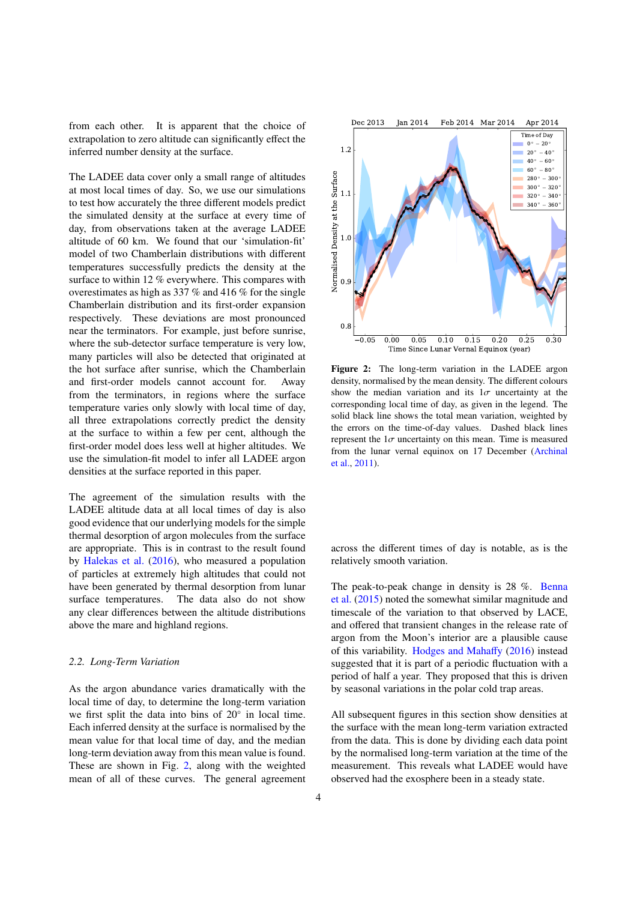from each other. It is apparent that the choice of extrapolation to zero altitude can significantly effect the inferred number density at the surface.

The LADEE data cover only a small range of altitudes at most local times of day. So, we use our simulations to test how accurately the three different models predict the simulated density at the surface at every time of day, from observations taken at the average LADEE altitude of 60 km. We found that our 'simulation-fit' model of two Chamberlain distributions with different temperatures successfully predicts the density at the surface to within 12 % everywhere. This compares with overestimates as high as 337 % and 416 % for the single Chamberlain distribution and its first-order expansion respectively. These deviations are most pronounced near the terminators. For example, just before sunrise, where the sub-detector surface temperature is very low, many particles will also be detected that originated at the hot surface after sunrise, which the Chamberlain and first-order models cannot account for. Away from the terminators, in regions where the surface temperature varies only slowly with local time of day, all three extrapolations correctly predict the density at the surface to within a few per cent, although the first-order model does less well at higher altitudes. We use the simulation-fit model to infer all LADEE argon densities at the surface reported in this paper.

The agreement of the simulation results with the LADEE altitude data at all local times of day is also good evidence that our underlying models for the simple thermal desorption of argon molecules from the surface are appropriate. This is in contrast to the result found by Halekas et al. (2016), who measured a population of particles at extremely high altitudes that could not have been generated by thermal desorption from lunar surface temperatures. The data also do not show any clear differences between the altitude distributions above the mare and highland regions.

### 2.2. Long-Term Variation

As the argon abundance varies dramatically with the local time of day, to determine the long-term variation we first split the data into bins of 20° in local time. Each inferred density at the surface is normalised by the mean value for that local time of day, and the median long-term deviation away from this mean value is found. These are shown in Fig. 2, along with the weighted mean of all of these curves. The general agreement across the different times of day is notable, as is the relatively smooth variation.

**Figure 2:** The long-term variation in the LADEE argon density, normalised by the mean density. The different colours show the median variation and its $1\sigma$ uncertainty at the corresponding local time of day, as given in the legend. The solid black line shows the total mean variation, weighted by the errors on the time-of-day values. Dashed black lines represent the $1\sigma$ uncertainty on this mean. Time is measured from the lunar vernal equinox on 17 December (Archinal et al., 2011).

The peak-to-peak change in density is 28 %. Benna et al. (2015) noted the somewhat similar magnitude and timescale of the variation to that observed by LACE, and offered that transient changes in the release rate of argon from the Moon's interior are a plausible cause of this variability. Hodges and Mahaffy (2016) instead suggested that it is part of a periodic fluctuation with a period of half a year. They proposed that this is driven by seasonal variations in the polar cold trap areas.

All subsequent figures in this section show densities at the surface with the mean long-term variation extracted from the data. This is done by dividing each data point by the normalised long-term variation at the time of the measurement. This reveals what LADEE would have observed had the exosphere been in a steady state.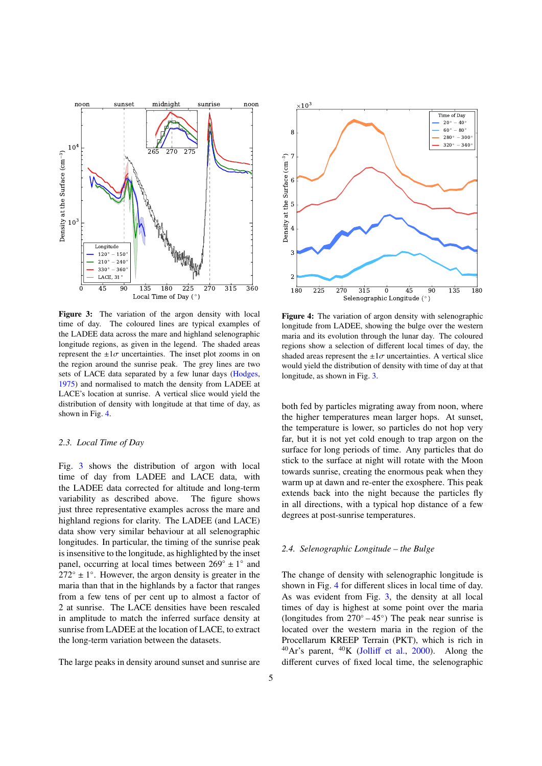**Figure 3:** The variation of the argon density with local time of day. The coloured lines are typical examples of the LADEE data across the mare and highland selenographic longitude regions, as given in the legend. The shaded areas represent the $\pm 1\sigma$ uncertainties. The inset plot zooms in on the region around the sunrise peak. The grey lines are two sets of LACE data separated by a few lunar days (Hodges, 1975) and normalised to match the density from LADEE at LACE's location at sunrise. A vertical slice would yield the distribution of density with longitude at that time of day, as shown in Fig. 4.

### 2.3. Local Time of Day

Fig. 3 shows the distribution of argon with local time of day from LADEE and LACE data, with the LADEE data corrected for altitude and long-term variability as described above. The figure shows just three representative examples across the mare and highland regions for clarity. The LADEE (and LACE) data show very similar behaviour at all selenographic longitudes. In particular, the timing of the sunrise peak is insensitive to the longitude, as highlighted by the inset panel, occurring at local times between $269^\circ \pm 1^\circ$ and $272^\circ \pm 1^\circ$. However, the argon density is greater in the maria than that in the highlands by a factor that ranges from a few tens of per cent up to almost a factor of 2 at sunrise. The LACE densities have been rescaled in amplitude to match the inferred surface density at sunrise from LADEE at the location of LACE, to extract the long-term variation between the datasets.

The large peaks in density around sunset and sunrise are both fed by particles migrating away from noon, where the higher temperatures mean larger hops. At sunset, the temperature is lower, so particles do not hop very far, but it is not yet cold enough to trap argon on the surface for long periods of time. Any particles that do stick to the surface at night will rotate with the Moon towards sunrise, creating the enormous peak when they warm up at dawn and re-enter the exosphere. This peak extends back into the night because the particles fly in all directions, with a typical hop distance of a few degrees at post-sunrise temperatures.

**Figure 4:** The variation of argon density with selenographic longitude from LADEE, showing the bulge over the western maria and its evolution through the lunar day. The coloured regions show a selection of different local times of day, the shaded areas represent the $\pm 1\sigma$ uncertainties. A vertical slice would yield the distribution of density with time of day at that longitude, as shown in Fig. 3.

### 2.4. Selenographic Longitude – the Bulge

The change of density with selenographic longitude is shown in Fig. 4 for different slices in local time of day. As was evident from Fig. 3, the density at all local times of day is highest at some point over the maria (longitudes from $270^\circ$ – $45^\circ$) The peak near sunrise is located over the western maria in the region of the Procellarum KREEP Terrain (PKT), which is rich in $^{40}$Ar's parent, $^{40}$K (Jolliff et al., 2000). Along the different curves of fixed local time, the selenographic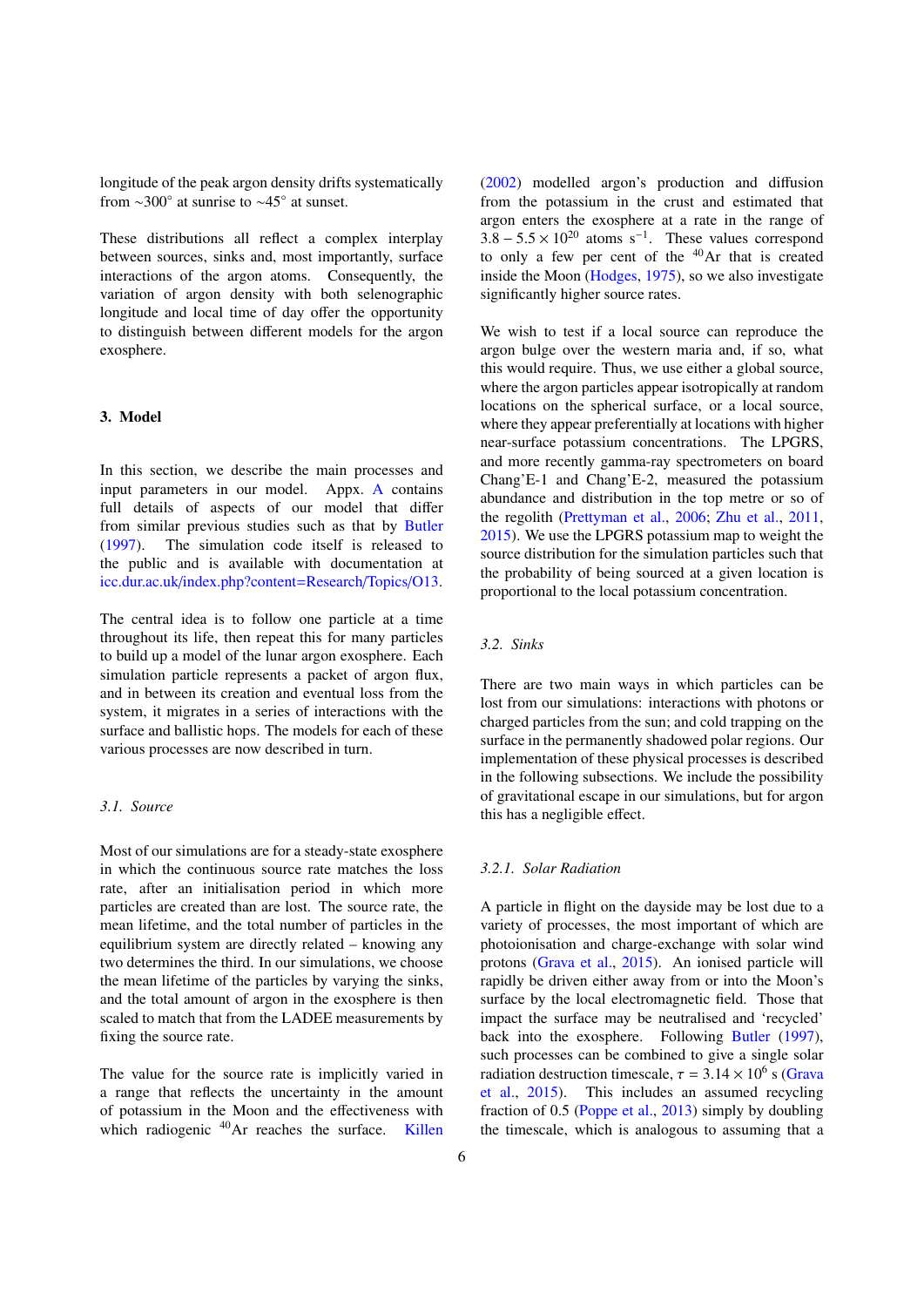longitude of the peak argon density drifts systematically from ~300° at sunrise to ~45° at sunset.

These distributions all reflect a complex interplay between sources, sinks and, most importantly, surface interactions of the argon atoms. Consequently, the variation of argon density with both selenographic longitude and local time of day offer the opportunity to distinguish between different models for the argon exosphere.

## 3. Model

In this section, we describe the main processes and input parameters in our model. Appx. A contains full details of aspects of our model that differ from similar previous studies such as that by Butler (1997). The simulation code itself is released to the public and is available with documentation at icc.dur.ac.uk/index.php?content=Research/Topics/O13.

The central idea is to follow one particle at a time throughout its life, then repeat this for many particles to build up a model of the lunar argon exosphere. Each simulation particle represents a packet of argon flux, and in between its creation and eventual loss from the system, it migrates in a series of interactions with the surface and ballistic hops. The models for each of these various processes are now described in turn.

### *3.1. Source*

Most of our simulations are for a steady-state exosphere in which the continuous source rate matches the loss rate, after an initialisation period in which more particles are created than are lost. The source rate, the mean lifetime, and the total number of particles in the equilibrium system are directly related – knowing any two determines the third. In our simulations, we choose the mean lifetime of the particles by varying the sinks, and the total amount of argon in the exosphere is then scaled to match that from the LADEE measurements by fixing the source rate.

The value for the source rate is implicitly varied in a range that reflects the uncertainty in the amount of potassium in the Moon and the effectiveness with which radiogenic $^{40}$Ar reaches the surface. Killen (2002) modelled argon's production and diffusion from the potassium in the crust and estimated that argon enters the exosphere at a rate in the range of $3.8 - 5.5 \times 10^{20}$ atoms s$^{-1}$. These values correspond to only a few per cent of the $^{40}$Ar that is created inside the Moon (Hodges, 1975), so we also investigate significantly higher source rates.

We wish to test if a local source can reproduce the argon bulge over the western maria and, if so, what this would require. Thus, we use either a global source, where the argon particles appear isotropically at random locations on the spherical surface, or a local source, where they appear preferentially at locations with higher near-surface potassium concentrations. The LPGRS, and more recently gamma-ray spectrometers on board Chang'E-1 and Chang'E-2, measured the potassium abundance and distribution in the top metre or so of the regolith (Prettyman et al., 2006; Zhu et al., 2011, 2015). We use the LPGRS potassium map to weight the source distribution for the simulation particles such that the probability of being sourced at a given location is proportional to the local potassium concentration.

### *3.2. Sinks*

There are two main ways in which particles can be lost from our simulations: interactions with photons or charged particles from the sun; and cold trapping on the surface in the permanently shadowed polar regions. Our implementation of these physical processes is described in the following subsections. We include the possibility of gravitational escape in our simulations, but for argon this has a negligible effect.

#### *3.2.1. Solar Radiation*

A particle in flight on the dayside may be lost due to a variety of processes, the most important of which are photoionisation and charge-exchange with solar wind protons (Grava et al., 2015). An ionised particle will rapidly be driven either away from or into the Moon's surface by the local electromagnetic field. Those that impact the surface may be neutralised and 'recycled' back into the exosphere. Following Butler (1997), such processes can be combined to give a single solar radiation destruction timescale, $\tau = 3.14 \times 10^6$ s (Grava et al., 2015). This includes an assumed recycling fraction of 0.5 (Poppe et al., 2013) simply by doubling the timescale, which is analogous to assuming that a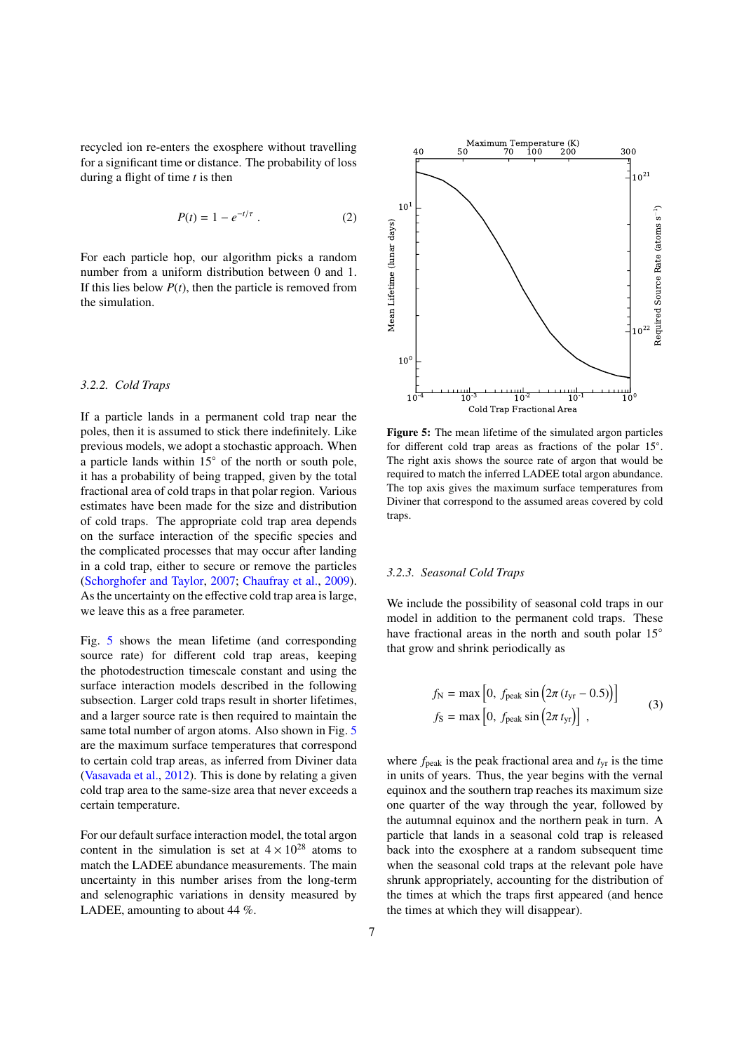recycled ion re-enters the exosphere without travelling for a significant time or distance. The probability of loss during a flight of time $t$ is then

$$P(t) = 1 - e^{-t/\tau} \, . \tag{2}$$

For each particle hop, our algorithm picks a random number from a uniform distribution between 0 and 1. If this lies below $P(t)$, then the particle is removed from the simulation.

### 3.2.2. Cold Traps

If a particle lands in a permanent cold trap near the poles, then it is assumed to stick there indefinitely. Like previous models, we adopt a stochastic approach. When a particle lands within 15° of the north or south pole, it has a probability of being trapped, given by the total fractional area of cold traps in that polar region. Various estimates have been made for the size and distribution of cold traps. The appropriate cold trap area depends on the surface interaction of the specific species and the complicated processes that may occur after landing in a cold trap, either to secure or remove the particles (Schorghofer and Taylor, 2007; Chaufray et al., 2009). As the uncertainty on the effective cold trap area is large, we leave this as a free parameter.

Fig. 5 shows the mean lifetime (and corresponding source rate) for different cold trap areas, keeping the photodestruction timescale constant and using the surface interaction models described in the following subsection. Larger cold traps result in shorter lifetimes, and a larger source rate is then required to maintain the same total number of argon atoms. Also shown in Fig. 5 are the maximum surface temperatures that correspond to certain cold trap areas, as inferred from Diviner data (Vasavada et al., 2012). This is done by relating a given cold trap area to the same-size area that never exceeds a certain temperature.

For our default surface interaction model, the total argon content in the simulation is set at $4 \times 10^{28}$ atoms to match the LADEE abundance measurements. The main uncertainty in this number arises from the long-term and selenographic variations in density measured by LADEE, amounting to about 44 %.

**Figure 5:** The mean lifetime of the simulated argon particles for different cold trap areas as fractions of the polar 15°. The right axis shows the source rate of argon that would be required to match the inferred LADEE total argon abundance. The top axis gives the maximum surface temperatures from Diviner that correspond to the assumed areas covered by cold traps.

### 3.2.3. Seasonal Cold Traps

We include the possibility of seasonal cold traps in our model in addition to the permanent cold traps. These have fractional areas in the north and south polar 15° that grow and shrink periodically as

$$\begin{aligned} f_{\mathrm{N}} &= \max\left[0,\ f_{\mathrm{peak}} \sin\left(2\pi\left(t_{\mathrm{yr}} - 0.5\right)\right)\right] \\ f_{\mathrm{S}} &= \max\left[0,\ f_{\mathrm{peak}} \sin\left(2\pi\, t_{\mathrm{yr}}\right)\right] \ , \end{aligned} \tag{3}$$

where $f_{\mathrm{peak}}$ is the peak fractional area and $t_{\mathrm{yr}}$ is the time in units of years. Thus, the year begins with the vernal equinox and the southern trap reaches its maximum size one quarter of the way through the year, followed by the autumnal equinox and the northern peak in turn. A particle that lands in a seasonal cold trap is released back into the exosphere at a random subsequent time when the seasonal cold traps at the relevant pole have shrunk appropriately, accounting for the distribution of the times at which the traps first appeared (and hence the times at which they will disappear).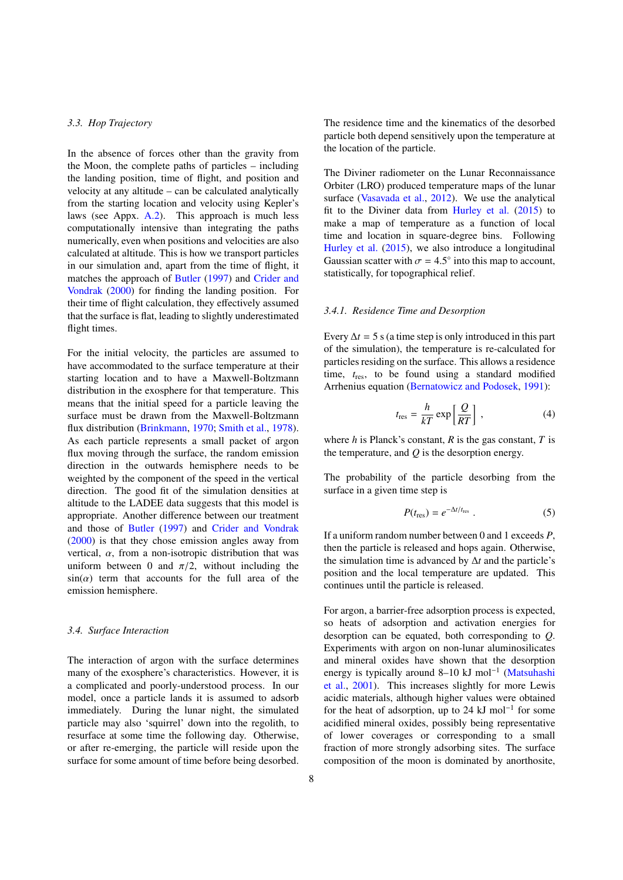### 3.3. Hop Trajectory

In the absence of forces other than the gravity from the Moon, the complete paths of particles – including the landing position, time of flight, and position and velocity at any altitude – can be calculated analytically from the starting location and velocity using Kepler's laws (see Appx. A.2). This approach is much less computationally intensive than integrating the paths numerically, even when positions and velocities are also calculated at altitude. This is how we transport particles in our simulation and, apart from the time of flight, it matches the approach of Butler (1997) and Crider and Vondrak (2000) for finding the landing position. For their time of flight calculation, they effectively assumed that the surface is flat, leading to slightly underestimated flight times.

For the initial velocity, the particles are assumed to have accommodated to the surface temperature at their starting location and to have a Maxwell-Boltzmann distribution in the exosphere for that temperature. This means that the initial speed for a particle leaving the surface must be drawn from the Maxwell-Boltzmann flux distribution (Brinkmann, 1970; Smith et al., 1978). As each particle represents a small packet of argon flux moving through the surface, the random emission direction in the outwards hemisphere needs to be weighted by the component of the speed in the vertical direction. The good fit of the simulation densities at altitude to the LADEE data suggests that this model is appropriate. Another difference between our treatment and those of Butler (1997) and Crider and Vondrak (2000) is that they chose emission angles away from vertical, $\alpha$, from a non-isotropic distribution that was uniform between 0 and $\pi/2$, without including the $\sin(\alpha)$ term that accounts for the full area of the emission hemisphere.

### 3.4. Surface Interaction

The interaction of argon with the surface determines many of the exosphere's characteristics. However, it is a complicated and poorly-understood process. In our model, once a particle lands it is assumed to adsorb immediately. During the lunar night, the simulated particle may also 'squirrel' down into the regolith, to resurface at some time the following day. Otherwise, or after re-emerging, the particle will reside upon the surface for some amount of time before being desorbed. The residence time and the kinematics of the desorbed particle both depend sensitively upon the temperature at the location of the particle.

The Diviner radiometer on the Lunar Reconnaissance Orbiter (LRO) produced temperature maps of the lunar surface (Vasavada et al., 2012). We use the analytical fit to the Diviner data from Hurley et al. (2015) to make a map of temperature as a function of local time and location in square-degree bins. Following Hurley et al. (2015), we also introduce a longitudinal Gaussian scatter with $\sigma = 4.5°$ into this map to account, statistically, for topographical relief.

#### 3.4.1. Residence Time and Desorption

Every $\Delta t = 5$ s (a time step is only introduced in this part of the simulation), the temperature is re-calculated for particles residing on the surface. This allows a residence time, $t_{\mathrm{res}}$, to be found using a standard modified Arrhenius equation (Bernatowicz and Podosek, 1991):

$$t_{\mathrm{res}} = \frac{h}{kT} \exp\left[\frac{Q}{RT}\right] , \tag{4}$$

where $h$ is Planck's constant, $R$ is the gas constant, $T$ is the temperature, and $Q$ is the desorption energy.

The probability of the particle desorbing from the surface in a given time step is

$$P(t_{\mathrm{res}}) = e^{-\Delta t / t_{\mathrm{res}}} . \tag{5}$$

If a uniform random number between 0 and 1 exceeds $P$, then the particle is released and hops again. Otherwise, the simulation time is advanced by $\Delta t$ and the particle's position and the local temperature are updated. This continues until the particle is released.

For argon, a barrier-free adsorption process is expected, so heats of adsorption and activation energies for desorption can be equated, both corresponding to $Q$. Experiments with argon on non-lunar aluminosilicates and mineral oxides have shown that the desorption energy is typically around 8–10 kJ mol$^{-1}$ (Matsuhashi et al., 2001). This increases slightly for more Lewis acidic materials, although higher values were obtained for the heat of adsorption, up to 24 kJ mol$^{-1}$ for some acidified mineral oxides, possibly being representative of lower coverages or corresponding to a small fraction of more strongly adsorbing sites. The surface composition of the moon is dominated by anorthosite,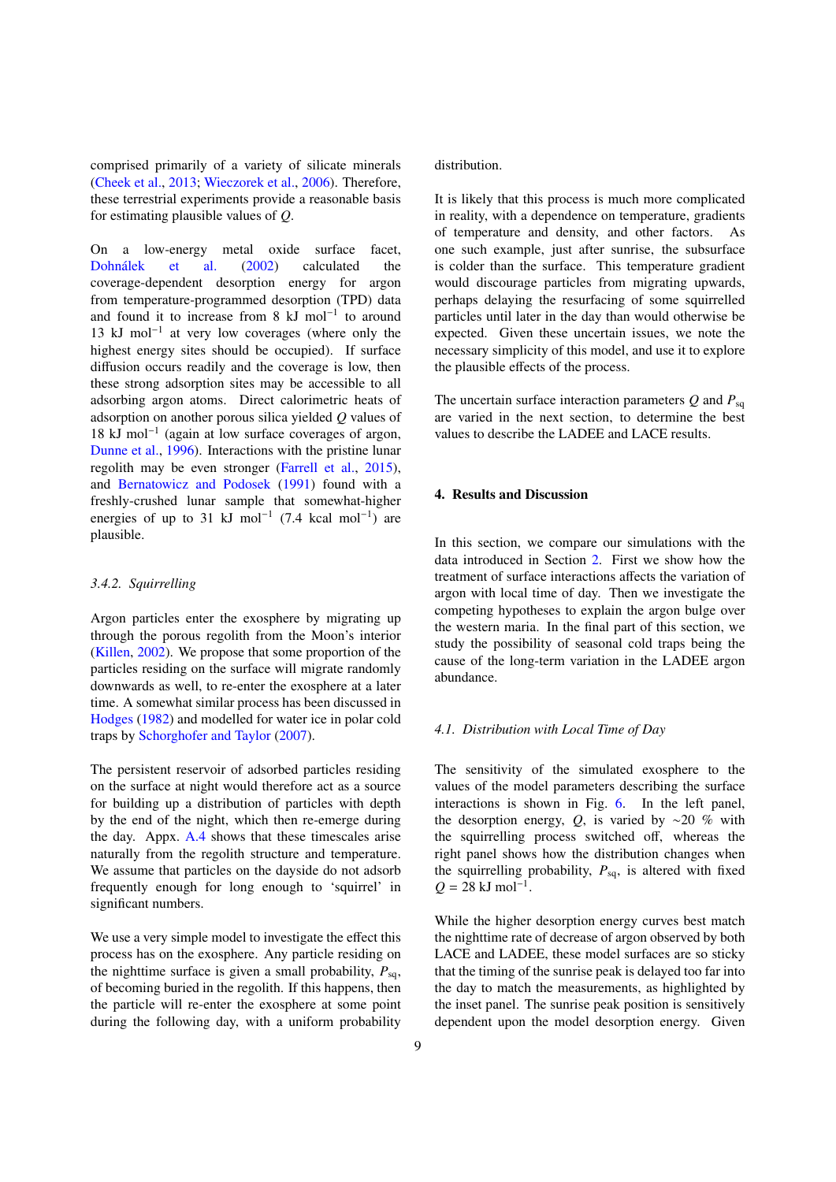comprised primarily of a variety of silicate minerals (Cheek et al., 2013; Wieczorek et al., 2006). Therefore, these terrestrial experiments provide a reasonable basis for estimating plausible values of $Q$.

On a low-energy metal oxide surface facet, Dohnálek et al. (2002) calculated the coverage-dependent desorption energy for argon from temperature-programmed desorption (TPD) data and found it to increase from 8 kJ mol$^{-1}$ to around 13 kJ mol$^{-1}$ at very low coverages (where only the highest energy sites should be occupied). If surface diffusion occurs readily and the coverage is low, then these strong adsorption sites may be accessible to all adsorbing argon atoms. Direct calorimetric heats of adsorption on another porous silica yielded $Q$ values of 18 kJ mol$^{-1}$ (again at low surface coverages of argon, Dunne et al., 1996). Interactions with the pristine lunar regolith may be even stronger (Farrell et al., 2015), and Bernatowicz and Podosek (1991) found with a freshly-crushed lunar sample that somewhat-higher energies of up to 31 kJ mol$^{-1}$ (7.4 kcal mol$^{-1}$) are plausible.

### 3.4.2. Squirrelling

Argon particles enter the exosphere by migrating up through the porous regolith from the Moon's interior (Killen, 2002). We propose that some proportion of the particles residing on the surface will migrate randomly downwards as well, to re-enter the exosphere at a later time. A somewhat similar process has been discussed in Hodges (1982) and modelled for water ice in polar cold traps by Schorghofer and Taylor (2007).

The persistent reservoir of adsorbed particles residing on the surface at night would therefore act as a source for building up a distribution of particles with depth by the end of the night, which then re-emerge during the day. Appx. A.4 shows that these timescales arise naturally from the regolith structure and temperature. We assume that particles on the dayside do not adsorb frequently enough for long enough to 'squirrel' in significant numbers.

We use a very simple model to investigate the effect this process has on the exosphere. Any particle residing on the nighttime surface is given a small probability, $P_{sq}$, of becoming buried in the regolith. If this happens, then the particle will re-enter the exosphere at some point during the following day, with a uniform probability distribution.

It is likely that this process is much more complicated in reality, with a dependence on temperature, gradients of temperature and density, and other factors. As one such example, just after sunrise, the subsurface is colder than the surface. This temperature gradient would discourage particles from migrating upwards, perhaps delaying the resurfacing of some squirrelled particles until later in the day than would otherwise be expected. Given these uncertain issues, we note the necessary simplicity of this model, and use it to explore the plausible effects of the process.

The uncertain surface interaction parameters $Q$ and $P_{sq}$ are varied in the next section, to determine the best values to describe the LADEE and LACE results.

## 4. Results and Discussion

In this section, we compare our simulations with the data introduced in Section 2. First we show how the treatment of surface interactions affects the variation of argon with local time of day. Then we investigate the competing hypotheses to explain the argon bulge over the western maria. In the final part of this section, we study the possibility of seasonal cold traps being the cause of the long-term variation in the LADEE argon abundance.

### 4.1. Distribution with Local Time of Day

The sensitivity of the simulated exosphere to the values of the model parameters describing the surface interactions is shown in Fig. 6. In the left panel, the desorption energy, $Q$, is varied by ~20 % with the squirrelling process switched off, whereas the right panel shows how the distribution changes when the squirrelling probability, $P_{sq}$, is altered with fixed $Q$ = 28 kJ mol$^{-1}$.

While the higher desorption energy curves best match the nighttime rate of decrease of argon observed by both LACE and LADEE, these model surfaces are so sticky that the timing of the sunrise peak is delayed too far into the day to match the measurements, as highlighted by the inset panel. The sunrise peak position is sensitively dependent upon the model desorption energy. Given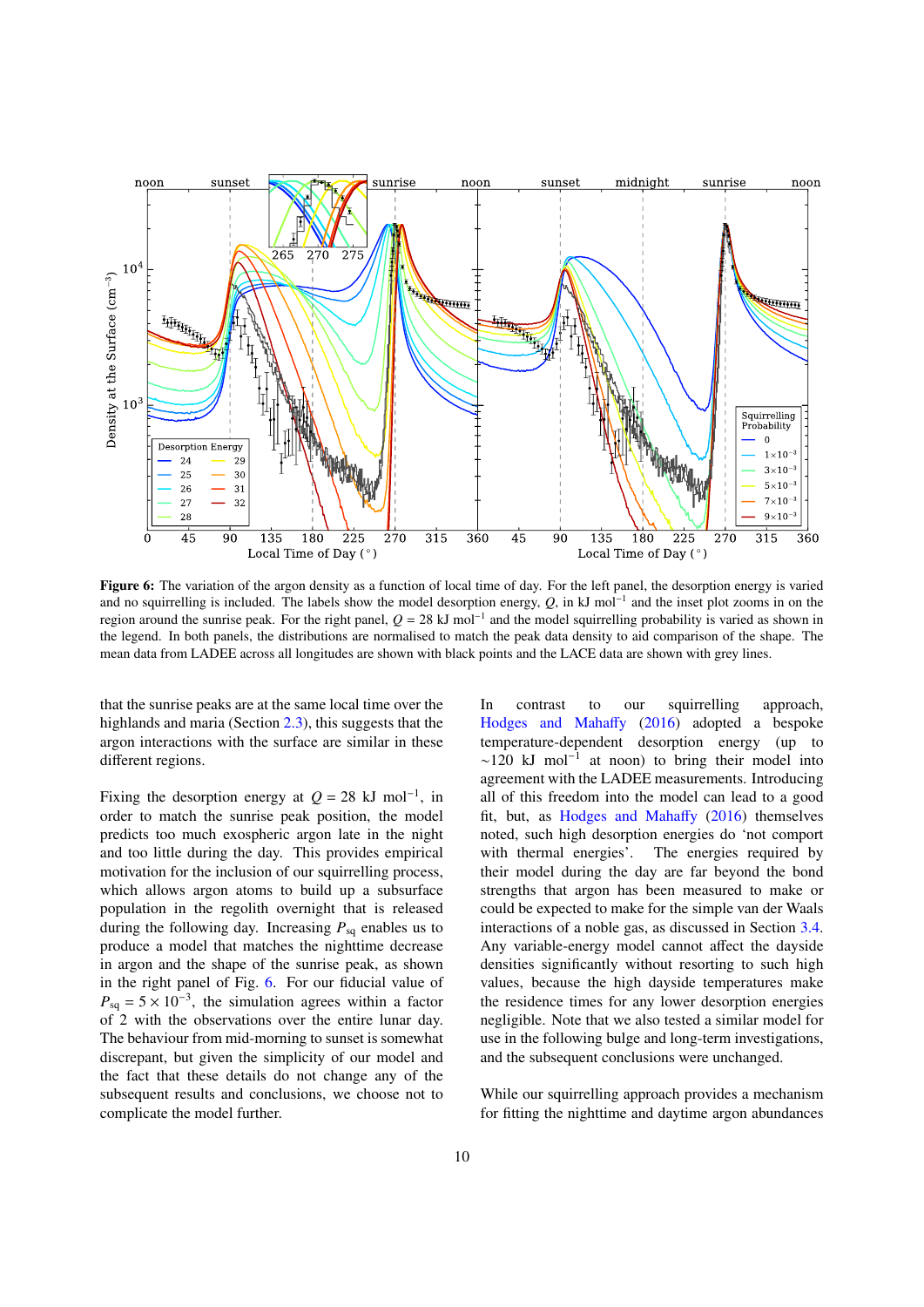**Figure 6:** The variation of the argon density as a function of local time of day. For the left panel, the desorption energy is varied and no squirrelling is included. The labels show the model desorption energy, $Q$, in kJ mol$^{-1}$ and the inset plot zooms in on the region around the sunrise peak. For the right panel, $Q$ = 28 kJ mol$^{-1}$ and the model squirrelling probability is varied as shown in the legend. In both panels, the distributions are normalised to match the peak data density to aid comparison of the shape. The mean data from LADEE across all longitudes are shown with black points and the LACE data are shown with grey lines.

that the sunrise peaks are at the same local time over the highlands and maria (Section 2.3), this suggests that the argon interactions with the surface are similar in these different regions.

Fixing the desorption energy at $Q$ = 28 kJ mol$^{-1}$, in order to match the sunrise peak position, the model predicts too much exospheric argon late in the night and too little during the day. This provides empirical motivation for the inclusion of our squirrelling process, which allows argon atoms to build up a subsurface population in the regolith overnight that is released during the following day. Increasing $P_{sq}$ enables us to produce a model that matches the nighttime decrease in argon and the shape of the sunrise peak, as shown in the right panel of Fig. 6. For our fiducial value of $P_{sq} = 5 \times 10^{-3}$, the simulation agrees within a factor of 2 with the observations over the entire lunar day. The behaviour from mid-morning to sunset is somewhat discrepant, but given the simplicity of our model and the fact that these details do not change any of the subsequent results and conclusions, we choose not to complicate the model further.

In contrast to our squirrelling approach, Hodges and Mahaffy (2016) adopted a bespoke temperature-dependent desorption energy (up to ~120 kJ mol$^{-1}$ at noon) to bring their model into agreement with the LADEE measurements. Introducing all of this freedom into the model can lead to a good fit, but, as Hodges and Mahaffy (2016) themselves noted, such high desorption energies do 'not comport with thermal energies'. The energies required by their model during the day are far beyond the bond strengths that argon has been measured to make or could be expected to make for the simple van der Waals interactions of a noble gas, as discussed in Section 3.4. Any variable-energy model cannot affect the dayside densities significantly without resorting to such high values, because the high dayside temperatures make the residence times for any lower desorption energies negligible. Note that we also tested a similar model for use in the following bulge and long-term investigations, and the subsequent conclusions were unchanged.

While our squirrelling approach provides a mechanism for fitting the nighttime and daytime argon abundances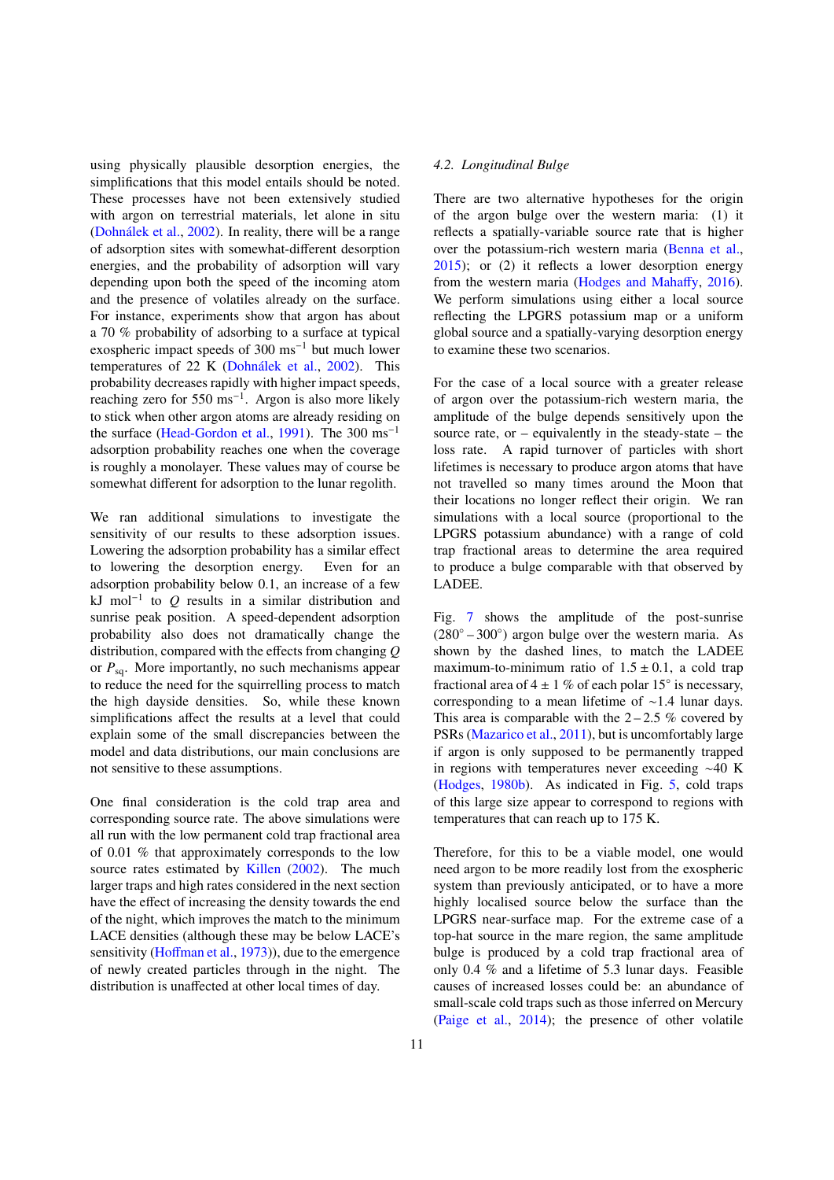using physically plausible desorption energies, the simplifications that this model entails should be noted. These processes have not been extensively studied with argon on terrestrial materials, let alone in situ (Dohnálek et al., 2002). In reality, there will be a range of adsorption sites with somewhat-different desorption energies, and the probability of adsorption will vary depending upon both the speed of the incoming atom and the presence of volatiles already on the surface. For instance, experiments show that argon has about a 70 % probability of adsorbing to a surface at typical exospheric impact speeds of 300 $\mathrm{ms}^{-1}$ but much lower temperatures of 22 K (Dohnálek et al., 2002). This probability decreases rapidly with higher impact speeds, reaching zero for 550 $\mathrm{ms}^{-1}$. Argon is also more likely to stick when other argon atoms are already residing on the surface (Head-Gordon et al., 1991). The 300 $\mathrm{ms}^{-1}$ adsorption probability reaches one when the coverage is roughly a monolayer. These values may of course be somewhat different for adsorption to the lunar regolith.

We ran additional simulations to investigate the sensitivity of our results to these adsorption issues. Lowering the adsorption probability has a similar effect to lowering the desorption energy. Even for an adsorption probability below 0.1, an increase of a few kJ $\mathrm{mol}^{-1}$ to $Q$ results in a similar distribution and sunrise peak position. A speed-dependent adsorption probability also does not dramatically change the distribution, compared with the effects from changing $Q$ or $P_{\mathrm{sq}}$. More importantly, no such mechanisms appear to reduce the need for the squirrelling process to match the high dayside densities. So, while these known simplifications affect the results at a level that could explain some of the small discrepancies between the model and data distributions, our main conclusions are not sensitive to these assumptions.

One final consideration is the cold trap area and corresponding source rate. The above simulations were all run with the low permanent cold trap fractional area of 0.01 % that approximately corresponds to the low source rates estimated by Killen (2002). The much larger traps and high rates considered in the next section have the effect of increasing the density towards the end of the night, which improves the match to the minimum LACE densities (although these may be below LACE's sensitivity (Hoffman et al., 1973)), due to the emergence of newly created particles through in the night. The distribution is unaffected at other local times of day.

### 4.2. Longitudinal Bulge

There are two alternative hypotheses for the origin of the argon bulge over the western maria: (1) it reflects a spatially-variable source rate that is higher over the potassium-rich western maria (Benna et al., 2015); or (2) it reflects a lower desorption energy from the western maria (Hodges and Mahaffy, 2016). We perform simulations using either a local source reflecting the LPGRS potassium map or a uniform global source and a spatially-varying desorption energy to examine these two scenarios.

For the case of a local source with a greater release of argon over the potassium-rich western maria, the amplitude of the bulge depends sensitively upon the source rate, or – equivalently in the steady-state – the loss rate. A rapid turnover of particles with short lifetimes is necessary to produce argon atoms that have not travelled so many times around the Moon that their locations no longer reflect their origin. We ran simulations with a local source (proportional to the LPGRS potassium abundance) with a range of cold trap fractional areas to determine the area required to produce a bulge comparable with that observed by LADEE.

Fig. 7 shows the amplitude of the post-sunrise (280° – 300°) argon bulge over the western maria. As shown by the dashed lines, to match the LADEE maximum-to-minimum ratio of $1.5 \pm 0.1$, a cold trap fractional area of $4 \pm 1$ % of each polar 15° is necessary, corresponding to a mean lifetime of ∼1.4 lunar days. This area is comparable with the 2 – 2.5 % covered by PSRs (Mazarico et al., 2011), but is uncomfortably large if argon is only supposed to be permanently trapped in regions with temperatures never exceeding ∼40 K (Hodges, 1980b). As indicated in Fig. 5, cold traps of this large size appear to correspond to regions with temperatures that can reach up to 175 K.

Therefore, for this to be a viable model, one would need argon to be more readily lost from the exospheric system than previously anticipated, or to have a more highly localised source below the surface than the LPGRS near-surface map. For the extreme case of a top-hat source in the mare region, the same amplitude bulge is produced by a cold trap fractional area of only 0.4 % and a lifetime of 5.3 lunar days. Feasible causes of increased losses could be: an abundance of small-scale cold traps such as those inferred on Mercury (Paige et al., 2014); the presence of other volatile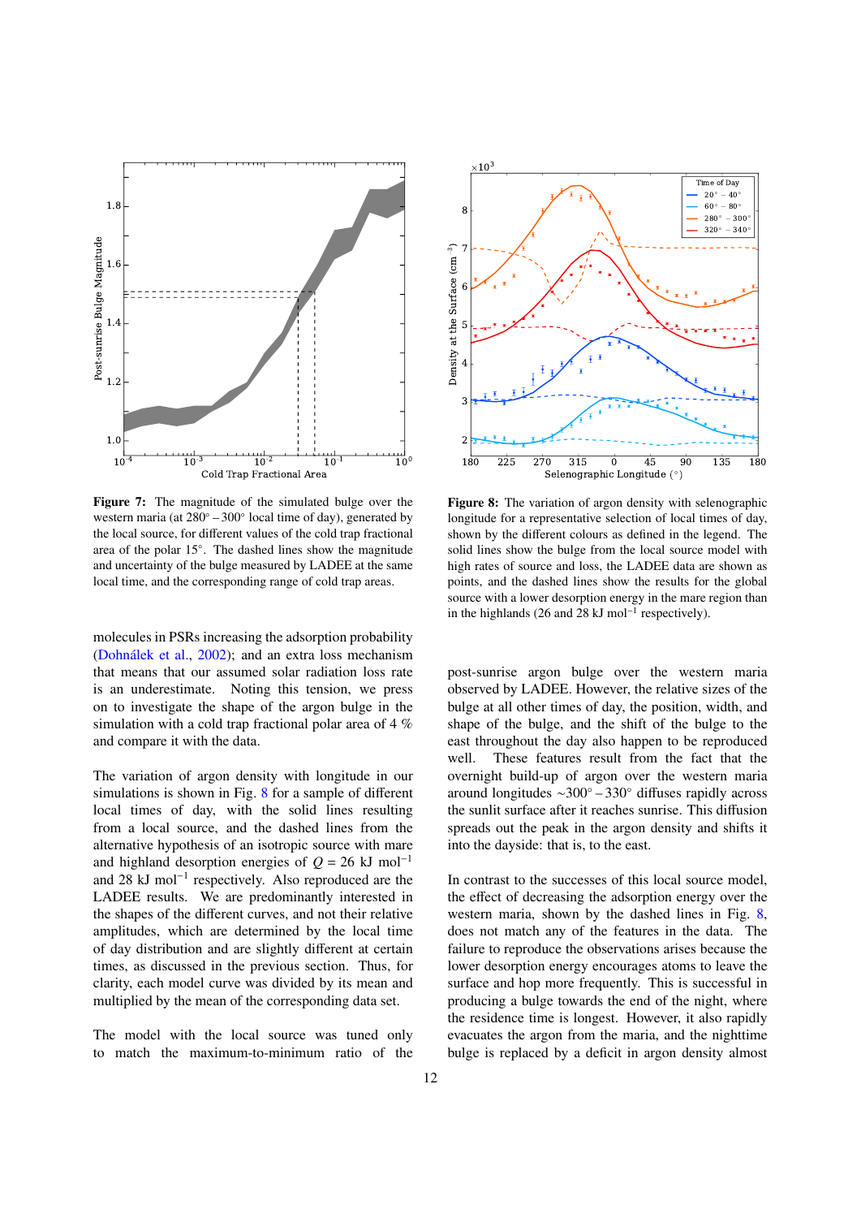Figure 7: The magnitude of the simulated bulge over the western maria (at $280^\circ - 300^\circ$ local time of day), generated by the local source, for different values of the cold trap fractional area of the polar $15^\circ$. The dashed lines show the magnitude and uncertainty of the bulge measured by LADEE at the same local time, and the corresponding range of cold trap areas.

Figure 8: The variation of argon density with selenographic longitude for a representative selection of local times of day, shown by the different colours as defined in the legend. The solid lines show the bulge from the local source model with high rates of source and loss, the LADEE data are shown as points, and the dashed lines show the results for the global source with a lower desorption energy in the mare region than in the highlands (26 and 28 kJ mol$^{-1}$ respectively).

molecules in PSRs increasing the adsorption probability (Dohnálek et al., 2002); and an extra loss mechanism that means that our assumed solar radiation loss rate is an underestimate. Noting this tension, we press on to investigate the shape of the argon bulge in the simulation with a cold trap fractional polar area of 4 % and compare it with the data.

The variation of argon density with longitude in our simulations is shown in Fig. 8 for a sample of different local times of day, with the solid lines resulting from a local source, and the dashed lines from the alternative hypothesis of an isotropic source with mare and highland desorption energies of $Q = 26$ kJ mol$^{-1}$ and 28 kJ mol$^{-1}$ respectively. Also reproduced are the LADEE results. We are predominantly interested in the shapes of the different curves, and not their relative amplitudes, which are determined by the local time of day distribution and are slightly different at certain times, as discussed in the previous section. Thus, for clarity, each model curve was divided by its mean and multiplied by the mean of the corresponding data set.

The model with the local source was tuned only to match the maximum-to-minimum ratio of the post-sunrise argon bulge over the western maria observed by LADEE. However, the relative sizes of the bulge at all other times of day, the position, width, and shape of the bulge, and the shift of the bulge to the east throughout the day also happen to be reproduced well. These features result from the fact that the overnight build-up of argon over the western maria around longitudes $\sim 300^\circ - 330^\circ$ diffuses rapidly across the sunlit surface after it reaches sunrise. This diffusion spreads out the peak in the argon density and shifts it into the dayside: that is, to the east.

In contrast to the successes of this local source model, the effect of decreasing the adsorption energy over the western maria, shown by the dashed lines in Fig. 8, does not match any of the features in the data. The failure to reproduce the observations arises because the lower desorption energy encourages atoms to leave the surface and hop more frequently. This is successful in producing a bulge towards the end of the night, where the residence time is longest. However, it also rapidly evacuates the argon from the maria, and the nighttime bulge is replaced by a deficit in argon density almost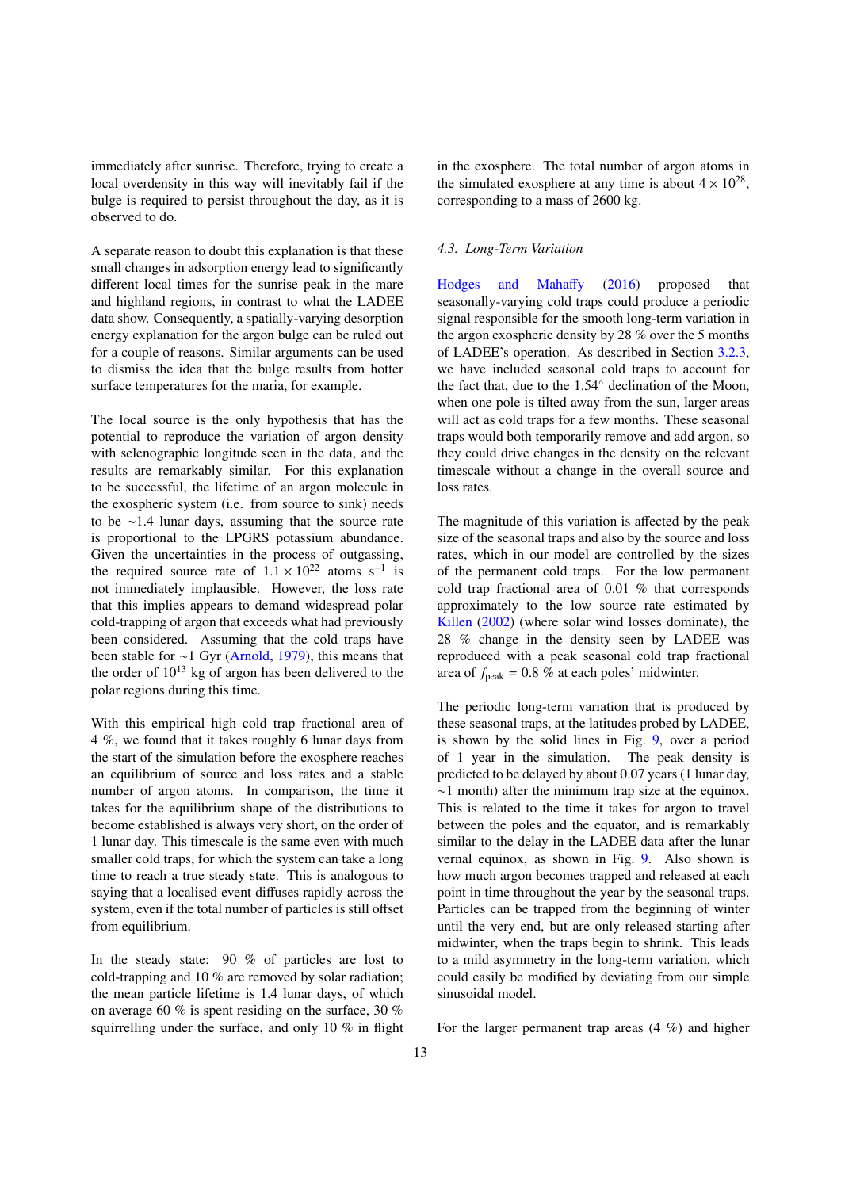immediately after sunrise. Therefore, trying to create a local overdensity in this way will inevitably fail if the bulge is required to persist throughout the day, as it is observed to do.

A separate reason to doubt this explanation is that these small changes in adsorption energy lead to significantly different local times for the sunrise peak in the mare and highland regions, in contrast to what the LADEE data show. Consequently, a spatially-varying desorption energy explanation for the argon bulge can be ruled out for a couple of reasons. Similar arguments can be used to dismiss the idea that the bulge results from hotter surface temperatures for the maria, for example.

The local source is the only hypothesis that has the potential to reproduce the variation of argon density with selenographic longitude seen in the data, and the results are remarkably similar. For this explanation to be successful, the lifetime of an argon molecule in the exospheric system (i.e. from source to sink) needs to be ~1.4 lunar days, assuming that the source rate is proportional to the LPGRS potassium abundance. Given the uncertainties in the process of outgassing, the required source rate of $1.1 \times 10^{22}$ atoms s$^{-1}$ is not immediately implausible. However, the loss rate that this implies appears to demand widespread polar cold-trapping of argon that exceeds what had previously been considered. Assuming that the cold traps have been stable for ~1 Gyr (Arnold, 1979), this means that the order of $10^{13}$ kg of argon has been delivered to the polar regions during this time.

With this empirical high cold trap fractional area of 4 %, we found that it takes roughly 6 lunar days from the start of the simulation before the exosphere reaches an equilibrium of source and loss rates and a stable number of argon atoms. In comparison, the time it takes for the equilibrium shape of the distributions to become established is always very short, on the order of 1 lunar day. This timescale is the same even with much smaller cold traps, for which the system can take a long time to reach a true steady state. This is analogous to saying that a localised event diffuses rapidly across the system, even if the total number of particles is still offset from equilibrium.

In the steady state: 90 % of particles are lost to cold-trapping and 10 % are removed by solar radiation; the mean particle lifetime is 1.4 lunar days, of which on average 60 % is spent residing on the surface, 30 % squirrelling under the surface, and only 10 % in flight in the exosphere. The total number of argon atoms in the simulated exosphere at any time is about $4 \times 10^{28}$, corresponding to a mass of 2600 kg.

### 4.3. Long-Term Variation

Hodges and Mahaffy (2016) proposed that seasonally-varying cold traps could produce a periodic signal responsible for the smooth long-term variation in the argon exospheric density by 28 % over the 5 months of LADEE's operation. As described in Section 3.2.3, we have included seasonal cold traps to account for the fact that, due to the 1.54° declination of the Moon, when one pole is tilted away from the sun, larger areas will act as cold traps for a few months. These seasonal traps would both temporarily remove and add argon, so they could drive changes in the density on the relevant timescale without a change in the overall source and loss rates.

The magnitude of this variation is affected by the peak size of the seasonal traps and also by the source and loss rates, which in our model are controlled by the sizes of the permanent cold traps. For the low permanent cold trap fractional area of 0.01 % that corresponds approximately to the low source rate estimated by Killen (2002) (where solar wind losses dominate), the 28 % change in the density seen by LADEE was reproduced with a peak seasonal cold trap fractional area of $f_{\rm peak}$ = 0.8 % at each poles' midwinter.

The periodic long-term variation that is produced by these seasonal traps, at the latitudes probed by LADEE, is shown by the solid lines in Fig. 9, over a period of 1 year in the simulation. The peak density is predicted to be delayed by about 0.07 years (1 lunar day, ~1 month) after the minimum trap size at the equinox. This is related to the time it takes for argon to travel between the poles and the equator, and is remarkably similar to the delay in the LADEE data after the lunar vernal equinox, as shown in Fig. 9. Also shown is how much argon becomes trapped and released at each point in time throughout the year by the seasonal traps. Particles can be trapped from the beginning of winter until the very end, but are only released starting after midwinter, when the traps begin to shrink. This leads to a mild asymmetry in the long-term variation, which could easily be modified by deviating from our simple sinusoidal model.

For the larger permanent trap areas (4 %) and higher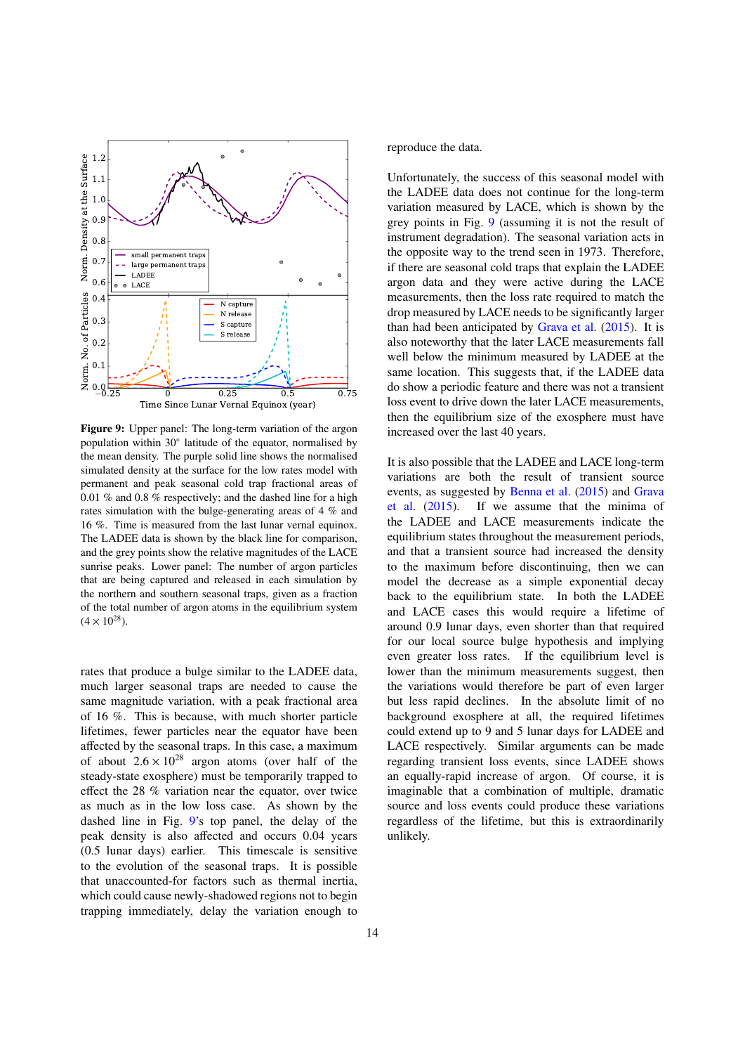**Figure 9:** Upper panel: The long-term variation of the argon population within 30° latitude of the equator, normalised by the mean density. The purple solid line shows the normalised simulated density at the surface for the low rates model with permanent and peak seasonal cold trap fractional areas of 0.01 % and 0.8 % respectively; and the dashed line for a high rates simulation with the bulge-generating areas of 4 % and 16 %. Time is measured from the last lunar vernal equinox. The LADEE data is shown by the black line for comparison, and the grey points show the relative magnitudes of the LACE sunrise peaks. Lower panel: The number of argon particles that are being captured and released in each simulation by the northern and southern seasonal traps, given as a fraction of the total number of argon atoms in the equilibrium system ($4 \times 10^{28}$).

rates that produce a bulge similar to the LADEE data, much larger seasonal traps are needed to cause the same magnitude variation, with a peak fractional area of 16 %. This is because, with much shorter particle lifetimes, fewer particles near the equator have been affected by the seasonal traps. In this case, a maximum of about $2.6 \times 10^{28}$ argon atoms (over half of the steady-state exosphere) must be temporarily trapped to effect the 28 % variation near the equator, over twice as much as in the low loss case. As shown by the dashed line in Fig. 9's top panel, the delay of the peak density is also affected and occurs 0.04 years (0.5 lunar days) earlier. This timescale is sensitive to the evolution of the seasonal traps. It is possible that unaccounted-for factors such as thermal inertia, which could cause newly-shadowed regions not to begin trapping immediately, delay the variation enough to reproduce the data.

Unfortunately, the success of this seasonal model with the LADEE data does not continue for the long-term variation measured by LACE, which is shown by the grey points in Fig. 9 (assuming it is not the result of instrument degradation). The seasonal variation acts in the opposite way to the trend seen in 1973. Therefore, if there are seasonal cold traps that explain the LADEE argon data and they were active during the LACE measurements, then the loss rate required to match the drop measured by LACE needs to be significantly larger than had been anticipated by Grava et al. (2015). It is also noteworthy that the later LACE measurements fall well below the minimum measured by LADEE at the same location. This suggests that, if the LADEE data do show a periodic feature and there was not a transient loss event to drive down the later LACE measurements, then the equilibrium size of the exosphere must have increased over the last 40 years.

It is also possible that the LADEE and LACE long-term variations are both the result of transient source events, as suggested by Benna et al. (2015) and Grava et al. (2015). If we assume that the minima of the LADEE and LACE measurements indicate the equilibrium states throughout the measurement periods, and that a transient source had increased the density to the maximum before discontinuing, then we can model the decrease as a simple exponential decay back to the equilibrium state. In both the LADEE and LACE cases this would require a lifetime of around 0.9 lunar days, even shorter than that required for our local source bulge hypothesis and implying even greater loss rates. If the equilibrium level is lower than the minimum measurements suggest, then the variations would therefore be part of even larger but less rapid declines. In the absolute limit of no background exosphere at all, the required lifetimes could extend up to 9 and 5 lunar days for LADEE and LACE respectively. Similar arguments can be made regarding transient loss events, since LADEE shows an equally-rapid increase of argon. Of course, it is imaginable that a combination of multiple, dramatic source and loss events could produce these variations regardless of the lifetime, but this is extraordinarily unlikely.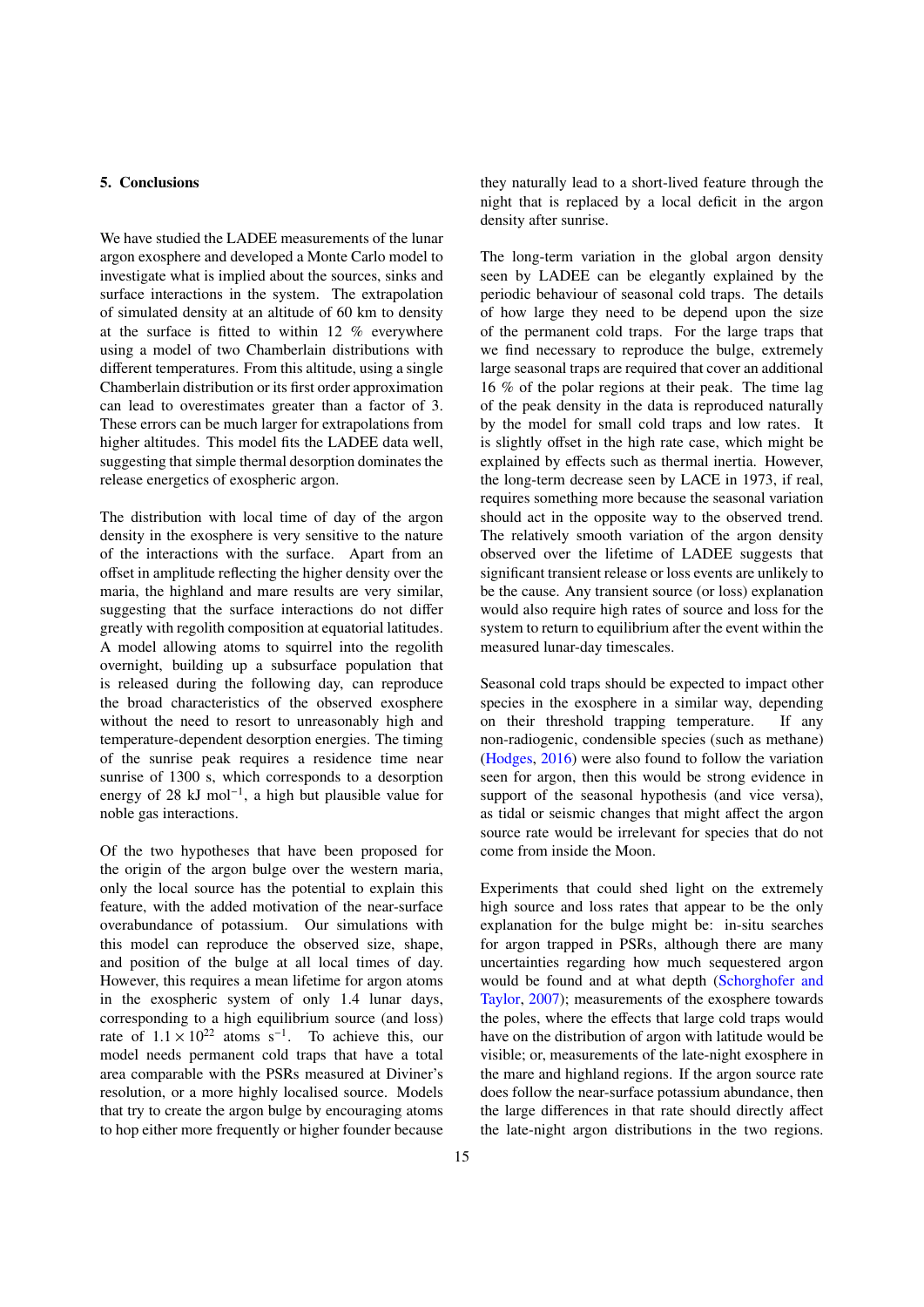## 5. Conclusions

We have studied the LADEE measurements of the lunar argon exosphere and developed a Monte Carlo model to investigate what is implied about the sources, sinks and surface interactions in the system. The extrapolation of simulated density at an altitude of 60 km to density at the surface is fitted to within 12 % everywhere using a model of two Chamberlain distributions with different temperatures. From this altitude, using a single Chamberlain distribution or its first order approximation can lead to overestimates greater than a factor of 3. These errors can be much larger for extrapolations from higher altitudes. This model fits the LADEE data well, suggesting that simple thermal desorption dominates the release energetics of exospheric argon.

The distribution with local time of day of the argon density in the exosphere is very sensitive to the nature of the interactions with the surface. Apart from an offset in amplitude reflecting the higher density over the maria, the highland and mare results are very similar, suggesting that the surface interactions do not differ greatly with regolith composition at equatorial latitudes. A model allowing atoms to squirrel into the regolith overnight, building up a subsurface population that is released during the following day, can reproduce the broad characteristics of the observed exosphere without the need to resort to unreasonably high and temperature-dependent desorption energies. The timing of the sunrise peak requires a residence time near sunrise of 1300 s, which corresponds to a desorption energy of 28 kJ mol$^{-1}$, a high but plausible value for noble gas interactions.

Of the two hypotheses that have been proposed for the origin of the argon bulge over the western maria, only the local source has the potential to explain this feature, with the added motivation of the near-surface overabundance of potassium. Our simulations with this model can reproduce the observed size, shape, and position of the bulge at all local times of day. However, this requires a mean lifetime for argon atoms in the exospheric system of only 1.4 lunar days, corresponding to a high equilibrium source (and loss) rate of $1.1 \times 10^{22}$ atoms s$^{-1}$. To achieve this, our model needs permanent cold traps that have a total area comparable with the PSRs measured at Diviner's resolution, or a more highly localised source. Models that try to create the argon bulge by encouraging atoms to hop either more frequently or higher founder because they naturally lead to a short-lived feature through the night that is replaced by a local deficit in the argon density after sunrise.

The long-term variation in the global argon density seen by LADEE can be elegantly explained by the periodic behaviour of seasonal cold traps. The details of how large they need to be depend upon the size of the permanent cold traps. For the large traps that we find necessary to reproduce the bulge, extremely large seasonal traps are required that cover an additional 16 % of the polar regions at their peak. The time lag of the peak density in the data is reproduced naturally by the model for small cold traps and low rates. It is slightly offset in the high rate case, which might be explained by effects such as thermal inertia. However, the long-term decrease seen by LACE in 1973, if real, requires something more because the seasonal variation should act in the opposite way to the observed trend. The relatively smooth variation of the argon density observed over the lifetime of LADEE suggests that significant transient release or loss events are unlikely to be the cause. Any transient source (or loss) explanation would also require high rates of source and loss for the system to return to equilibrium after the event within the measured lunar-day timescales.

Seasonal cold traps should be expected to impact other species in the exosphere in a similar way, depending on their threshold trapping temperature. If any non-radiogenic, condensible species (such as methane) (Hodges, 2016) were also found to follow the variation seen for argon, then this would be strong evidence in support of the seasonal hypothesis (and vice versa), as tidal or seismic changes that might affect the argon source rate would be irrelevant for species that do not come from inside the Moon.

Experiments that could shed light on the extremely high source and loss rates that appear to be the only explanation for the bulge might be: in-situ searches for argon trapped in PSRs, although there are many uncertainties regarding how much sequestered argon would be found and at what depth (Schorghofer and Taylor, 2007); measurements of the exosphere towards the poles, where the effects that large cold traps would have on the distribution of argon with latitude would be visible; or, measurements of the late-night exosphere in the mare and highland regions. If the argon source rate does follow the near-surface potassium abundance, then the large differences in that rate should directly affect the late-night argon distributions in the two regions.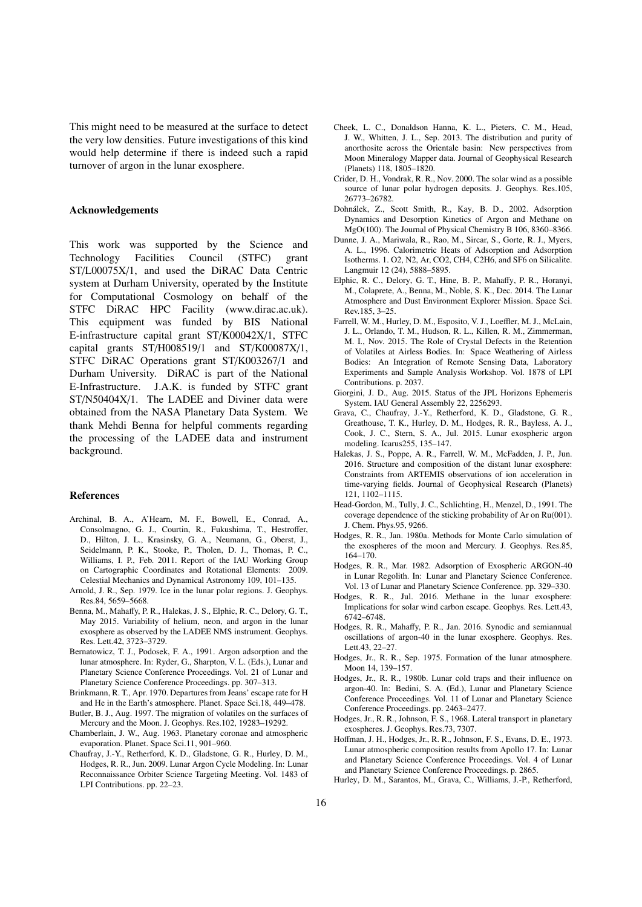This might need to be measured at the surface to detect the very low densities. Future investigations of this kind would help determine if there is indeed such a rapid turnover of argon in the lunar exosphere.

### Acknowledgements

This work was supported by the Science and Technology Facilities Council (STFC) grant ST/L00075X/1, and used the DiRAC Data Centric system at Durham University, operated by the Institute for Computational Cosmology on behalf of the STFC DiRAC HPC Facility (www.dirac.ac.uk). This equipment was funded by BIS National E-infrastructure capital grant ST/K00042X/1, STFC capital grants ST/H008519/1 and ST/K00087X/1, STFC DiRAC Operations grant ST/K003267/1 and Durham University. DiRAC is part of the National E-Infrastructure. J.A.K. is funded by STFC grant ST/N50404X/1. The LADEE and Diviner data were obtained from the NASA Planetary Data System. We thank Mehdi Benna for helpful comments regarding the processing of the LADEE data and instrument background.

### References

Archinal, B. A., A'Hearn, M. F., Bowell, E., Conrad, A., Consolmagno, G. J., Courtin, R., Fukushima, T., Hestroffer, D., Hilton, J. L., Krasinsky, G. A., Neumann, G., Oberst, J., Seidelmann, P. K., Stooke, P., Tholen, D. J., Thomas, P. C., Williams, I. P., Feb. 2011. Report of the IAU Working Group on Cartographic Coordinates and Rotational Elements: 2009. Celestial Mechanics and Dynamical Astronomy 109, 101–135.

Arnold, J. R., Sep. 1979. Ice in the lunar polar regions. J. Geophys. Res.84, 5659–5668.

Benna, M., Mahaffy, P. R., Halekas, J. S., Elphic, R. C., Delory, G. T., May 2015. Variability of helium, neon, and argon in the lunar exosphere as observed by the LADEE NMS instrument. Geophys. Res. Lett.42, 3723–3729.

Bernatowicz, T. J., Podosek, F. A., 1991. Argon adsorption and the lunar atmosphere. In: Ryder, G., Sharpton, V. L. (Eds.), Lunar and Planetary Science Conference Proceedings. Vol. 21 of Lunar and Planetary Science Conference Proceedings. pp. 307–313.

Brinkmann, R. T., Apr. 1970. Departures from Jeans' escape rate for H and He in the Earth's atmosphere. Planet. Space Sci.18, 449–478.

Butler, B. J., Aug. 1997. The migration of volatiles on the surfaces of Mercury and the Moon. J. Geophys. Res.102, 19283–19292.

Chamberlain, J. W., Aug. 1963. Planetary coronae and atmospheric evaporation. Planet. Space Sci.11, 901–960.

Chaufray, J.-Y., Retherford, K. D., Gladstone, G. R., Hurley, D. M., Hodges, R. R., Jun. 2009. Lunar Argon Cycle Modeling. In: Lunar Reconnaissance Orbiter Science Targeting Meeting. Vol. 1483 of LPI Contributions. pp. 22–23.

Cheek, L. C., Donaldson Hanna, K. L., Pieters, C. M., Head, J. W., Whitten, J. L., Sep. 2013. The distribution and purity of anorthosite across the Orientale basin: New perspectives from Moon Mineralogy Mapper data. Journal of Geophysical Research (Planets) 118, 1805–1820.

Crider, D. H., Vondrak, R. R., Nov. 2000. The solar wind as a possible source of lunar polar hydrogen deposits. J. Geophys. Res.105, 26773–26782.

Dohnálek, Z., Scott Smith, R., Kay, B. D., 2002. Adsorption Dynamics and Desorption Kinetics of Argon and Methane on MgO(100). The Journal of Physical Chemistry B 106, 8360–8366.

Dunne, J. A., Mariwala, R., Rao, M., Sircar, S., Gorte, R. J., Myers, A. L., 1996. Calorimetric Heats of Adsorption and Adsorption Isotherms. 1. O2, N2, Ar, CO2, CH4, C2H6, and SF6 on Silicalite. Langmuir 12 (24), 5888–5895.

Elphic, R. C., Delory, G. T., Hine, B. P., Mahaffy, P. R., Horanyi, M., Colaprete, A., Benna, M., Noble, S. K., Dec. 2014. The Lunar Atmosphere and Dust Environment Explorer Mission. Space Sci. Rev.185, 3–25.

Farrell, W. M., Hurley, D. M., Esposito, V. J., Loeffler, M. J., McLain, J. L., Orlando, T. M., Hudson, R. L., Killen, R. M., Zimmerman, M. I., Nov. 2015. The Role of Crystal Defects in the Retention of Volatiles at Airless Bodies. In: Space Weathering of Airless Bodies: An Integration of Remote Sensing Data, Laboratory Experiments and Sample Analysis Workshop. Vol. 1878 of LPI Contributions. p. 2037.

Giorgini, J. D., Aug. 2015. Status of the JPL Horizons Ephemeris System. IAU General Assembly 22, 2256293.

Grava, C., Chaufray, J.-Y., Retherford, K. D., Gladstone, G. R., Greathouse, T. K., Hurley, D. M., Hodges, R. R., Bayless, A. J., Cook, J. C., Stern, S. A., Jul. 2015. Lunar exospheric argon modeling. Icarus255, 135–147.

Halekas, J. S., Poppe, A. R., Farrell, W. M., McFadden, J. P., Jun. 2016. Structure and composition of the distant lunar exosphere: Constraints from ARTEMIS observations of ion acceleration in time-varying fields. Journal of Geophysical Research (Planets) 121, 1102–1115.

Head-Gordon, M., Tully, J. C., Schlichting, H., Menzel, D., 1991. The coverage dependence of the sticking probability of Ar on Ru(001). J. Chem. Phys.95, 9266.

Hodges, R. R., Jan. 1980a. Methods for Monte Carlo simulation of the exospheres of the moon and Mercury. J. Geophys. Res.85, 164–170.

Hodges, R. R., Mar. 1982. Adsorption of Exospheric ARGON-40 in Lunar Regolith. In: Lunar and Planetary Science Conference. Vol. 13 of Lunar and Planetary Science Conference. pp. 329–330.

Hodges, R. R., Jul. 2016. Methane in the lunar exosphere: Implications for solar wind carbon escape. Geophys. Res. Lett.43, 6742–6748.

Hodges, R. R., Mahaffy, P. R., Jan. 2016. Synodic and semiannual oscillations of argon-40 in the lunar exosphere. Geophys. Res. Lett.43, 22–27.

Hodges, Jr., R. R., Sep. 1975. Formation of the lunar atmosphere. Moon 14, 139–157.

Hodges, Jr., R. R., 1980b. Lunar cold traps and their influence on argon-40. In: Bedini, S. A. (Ed.), Lunar and Planetary Science Conference Proceedings. Vol. 11 of Lunar and Planetary Science Conference Proceedings. pp. 2463–2477.

Hodges, Jr., R. R., Johnson, F. S., 1968. Lateral transport in planetary exospheres. J. Geophys. Res.73, 7307.

Hoffman, J. H., Hodges, Jr., R. R., Johnson, F. S., Evans, D. E., 1973. Lunar atmospheric composition results from Apollo 17. In: Lunar and Planetary Science Conference Proceedings. Vol. 4 of Lunar and Planetary Science Conference Proceedings. p. 2865.

Hurley, D. M., Sarantos, M., Grava, C., Williams, J.-P., Retherford,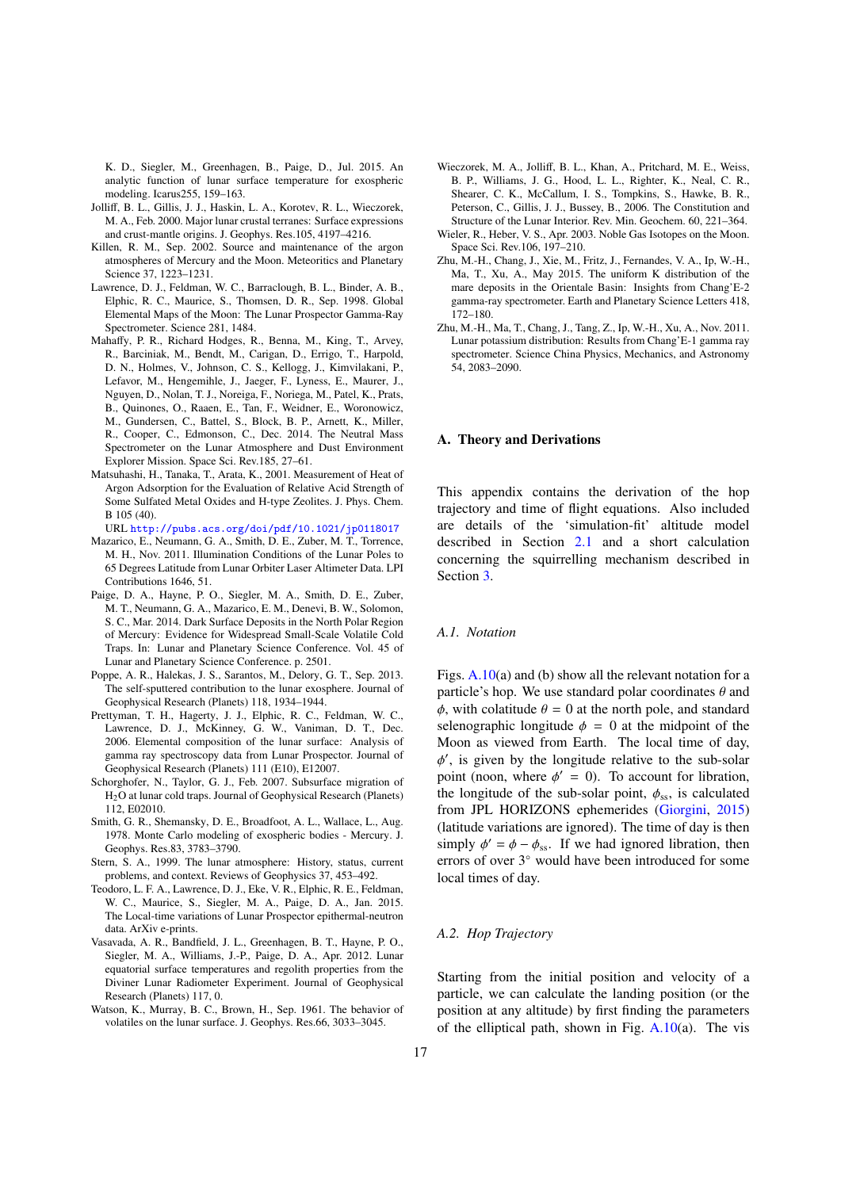K. D., Siegler, M., Greenhagen, B., Paige, D., Jul. 2015. An analytic function of lunar surface temperature for exospheric modeling. Icarus255, 159–163.

Jolliff, B. L., Gillis, J. J., Haskin, L. A., Korotev, R. L., Wieczorek, M. A., Feb. 2000. Major lunar crustal terranes: Surface expressions and crust-mantle origins. J. Geophys. Res.105, 4197–4216.

Killen, R. M., Sep. 2002. Source and maintenance of the argon atmospheres of Mercury and the Moon. Meteoritics and Planetary Science 37, 1223–1231.

Lawrence, D. J., Feldman, W. C., Barraclough, B. L., Binder, A. B., Elphic, R. C., Maurice, S., Thomsen, D. R., Sep. 1998. Global Elemental Maps of the Moon: The Lunar Prospector Gamma-Ray Spectrometer. Science 281, 1484.

Mahaffy, P. R., Richard Hodges, R., Benna, M., King, T., Arvey, R., Barciniak, M., Bendt, M., Carigan, D., Errigo, T., Harpold, D. N., Holmes, V., Johnson, C. S., Kellogg, J., Kimvilakani, P., Lefavor, M., Hengemihle, J., Jaeger, F., Lyness, E., Maurer, J., Nguyen, D., Nolan, T. J., Noreiga, F., Noriega, M., Patel, K., Prats, B., Quinones, O., Raaen, E., Tan, F., Weidner, E., Woronowicz, M., Gundersen, C., Battel, S., Block, B. P., Arnett, K., Miller, R., Cooper, C., Edmonson, C., Dec. 2014. The Neutral Mass Spectrometer on the Lunar Atmosphere and Dust Environment Explorer Mission. Space Sci. Rev.185, 27–61.

Matsuhashi, H., Tanaka, T., Arata, K., 2001. Measurement of Heat of Argon Adsorption for the Evaluation of Relative Acid Strength of Some Sulfated Metal Oxides and H-type Zeolites. J. Phys. Chem. B 105 (40).
URL http://pubs.acs.org/doi/pdf/10.1021/jp0118017

Mazarico, E., Neumann, G. A., Smith, D. E., Zuber, M. T., Torrence, M. H., Nov. 2011. Illumination Conditions of the Lunar Poles to 65 Degrees Latitude from Lunar Orbiter Laser Altimeter Data. LPI Contributions 1646, 51.

Paige, D. A., Hayne, P. O., Siegler, M. A., Smith, D. E., Zuber, M. T., Neumann, G. A., Mazarico, E. M., Denevi, B. W., Solomon, S. C., Mar. 2014. Dark Surface Deposits in the North Polar Region of Mercury: Evidence for Widespread Small-Scale Volatile Cold Traps. In: Lunar and Planetary Science Conference. Vol. 45 of Lunar and Planetary Science Conference. p. 2501.

Poppe, A. R., Halekas, J. S., Sarantos, M., Delory, G. T., Sep. 2013. The self-sputtered contribution to the lunar exosphere. Journal of Geophysical Research (Planets) 118, 1934–1944.

Prettyman, T. H., Hagerty, J. J., Elphic, R. C., Feldman, W. C., Lawrence, D. J., McKinney, G. W., Vaniman, D. T., Dec. 2006. Elemental composition of the lunar surface: Analysis of gamma ray spectroscopy data from Lunar Prospector. Journal of Geophysical Research (Planets) 111 (E10), E12007.

Schorghofer, N., Taylor, G. J., Feb. 2007. Subsurface migration of $H_2O$ at lunar cold traps. Journal of Geophysical Research (Planets) 112, E02010.

Smith, G. R., Shemansky, D. E., Broadfoot, A. L., Wallace, L., Aug. 1978. Monte Carlo modeling of exospheric bodies - Mercury. J. Geophys. Res.83, 3783–3790.

Stern, S. A., 1999. The lunar atmosphere: History, status, current problems, and context. Reviews of Geophysics 37, 453–492.

Teodoro, L. F. A., Lawrence, D. J., Eke, V. R., Elphic, R. E., Feldman, W. C., Maurice, S., Siegler, M. A., Paige, D. A., Jan. 2015. The Local-time variations of Lunar Prospector epithermal-neutron data. ArXiv e-prints.

Vasavada, A. R., Bandfield, J. L., Greenhagen, B. T., Hayne, P. O., Siegler, M. A., Williams, J.-P., Paige, D. A., Apr. 2012. Lunar equatorial surface temperatures and regolith properties from the Diviner Lunar Radiometer Experiment. Journal of Geophysical Research (Planets) 117, 0.

Watson, K., Murray, B. C., Brown, H., Sep. 1961. The behavior of volatiles on the lunar surface. J. Geophys. Res.66, 3033–3045.

Wieczorek, M. A., Jolliff, B. L., Khan, A., Pritchard, M. E., Weiss, B. P., Williams, J. G., Hood, L. L., Righter, K., Neal, C. R., Shearer, C. K., McCallum, I. S., Tompkins, S., Hawke, B. R., Peterson, C., Gillis, J. J., Bussey, B., 2006. The Constitution and Structure of the Lunar Interior. Rev. Min. Geochem. 60, 221–364.

Wieler, R., Heber, V. S., Apr. 2003. Noble Gas Isotopes on the Moon. Space Sci. Rev.106, 197–210.

Zhu, M.-H., Chang, J., Xie, M., Fritz, J., Fernandes, V. A., Ip, W.-H., Ma, T., Xu, A., May 2015. The uniform K distribution of the mare deposits in the Orientale Basin: Insights from Chang'E-2 gamma-ray spectrometer. Earth and Planetary Science Letters 418, 172–180.

Zhu, M.-H., Ma, T., Chang, J., Tang, Z., Ip, W.-H., Xu, A., Nov. 2011. Lunar potassium distribution: Results from Chang'E-1 gamma ray spectrometer. Science China Physics, Mechanics, and Astronomy 54, 2083–2090.

## A. Theory and Derivations

This appendix contains the derivation of the hop trajectory and time of flight equations. Also included are details of the 'simulation-fit' altitude model described in Section 2.1 and a short calculation concerning the squirrelling mechanism described in Section 3.

### A.1. Notation

Figs. A.10(a) and (b) show all the relevant notation for a particle's hop. We use standard polar coordinates $\theta$ and $\phi$, with colatitude $\theta = 0$ at the north pole, and standard selenographic longitude $\phi = 0$ at the midpoint of the Moon as viewed from Earth. The local time of day, $\phi'$, is given by the longitude relative to the sub-solar point (noon, where $\phi' = 0$). To account for libration, the longitude of the sub-solar point, $\phi_{ss}$, is calculated from JPL HORIZONS ephemerides (Giorgini, 2015) (latitude variations are ignored). The time of day is then simply $\phi' = \phi - \phi_{ss}$. If we had ignored libration, then errors of over 3° would have been introduced for some local times of day.

### A.2. Hop Trajectory

Starting from the initial position and velocity of a particle, we can calculate the landing position (or the position at any altitude) by first finding the parameters of the elliptical path, shown in Fig. A.10(a). The vis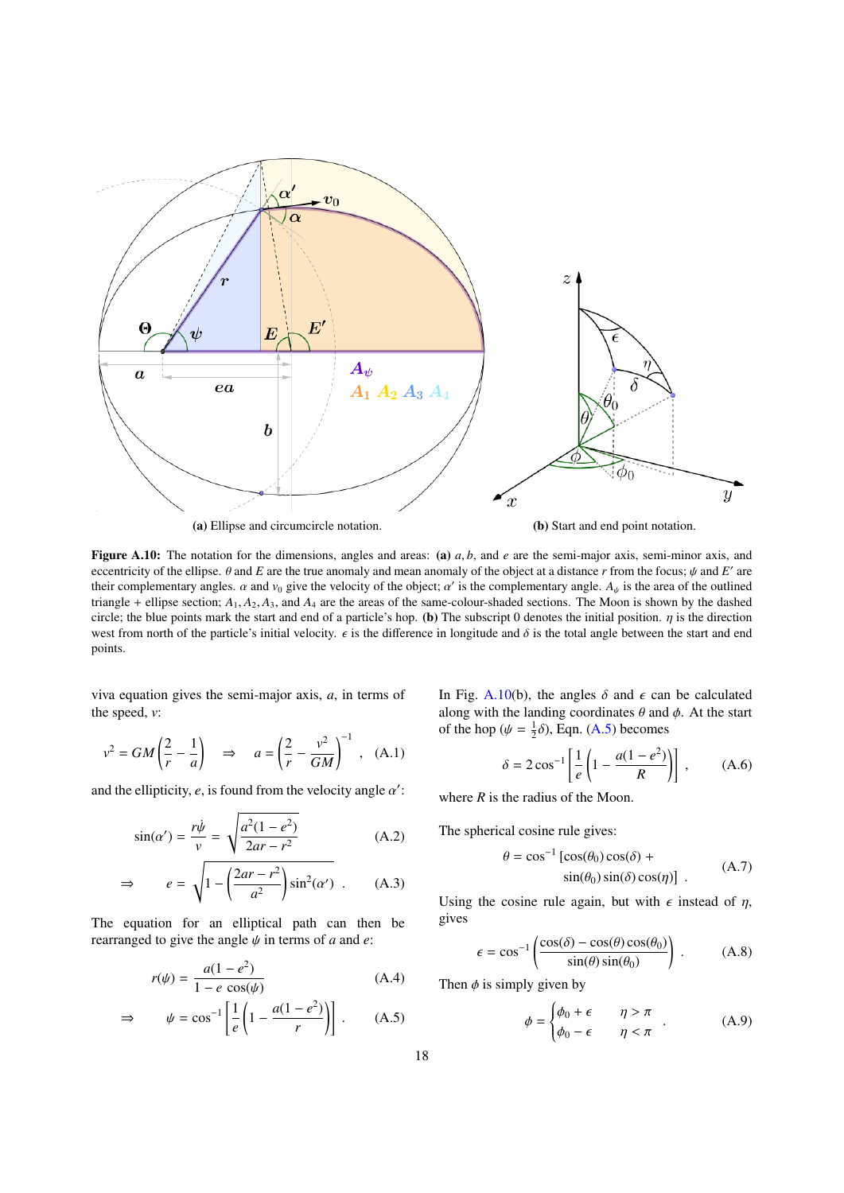(a) Ellipse and circumcircle notation.

(b) Start and end point notation.

**Figure A.10:** The notation for the dimensions, angles and areas: **(a)** $a, b$, and $e$ are the semi-major axis, semi-minor axis, and eccentricity of the ellipse. $\theta$ and $E$ are the true anomaly and mean anomaly of the object at a distance $r$ from the focus; $\psi$ and $E'$ are their complementary angles. $\alpha$ and $v_0$ give the velocity of the object; $\alpha'$ is the complementary angle. $A_\psi$ is the area of the outlined triangle + ellipse section; $A_1, A_2, A_3$, and $A_4$ are the areas of the same-colour-shaded sections. The Moon is shown by the dashed circle; the blue points mark the start and end of a particle's hop. **(b)** The subscript 0 denotes the initial position. $\eta$ is the direction west from north of the particle's initial velocity. $\epsilon$ is the difference in longitude and $\delta$ is the total angle between the start and end points.

viva equation gives the semi-major axis, $a$, in terms of the speed, $v$:

$$v^2 = GM\left(\frac{2}{r} - \frac{1}{a}\right) \quad \Rightarrow \quad a = \left(\frac{2}{r} - \frac{v^2}{GM}\right)^{-1} , \tag{A.1}$$

and the ellipticity, $e$, is found from the velocity angle $\alpha'$:

$$\sin(\alpha') = \frac{r\dot{\psi}}{v} = \sqrt{\frac{a^2(1-e^2)}{2ar - r^2}} \tag{A.2}$$

$$\Rightarrow \qquad e = \sqrt{1 - \left(\frac{2ar - r^2}{a^2}\right)\sin^2(\alpha')} \ . \tag{A.3}$$

The equation for an elliptical path can then be rearranged to give the angle $\psi$ in terms of $a$ and $e$:

$$r(\psi) = \frac{a(1-e^2)}{1 - e\,\cos(\psi)} \tag{A.4}$$

$$\Rightarrow \qquad \psi = \cos^{-1}\left[\frac{1}{e}\left(1 - \frac{a(1-e^2)}{r}\right)\right] . \tag{A.5}$$

In Fig. A.10(b), the angles $\delta$ and $\epsilon$ can be calculated along with the landing coordinates $\theta$ and $\phi$. At the start of the hop ($\psi = \frac{1}{2}\delta$), Eqn. (A.5) becomes

$$\delta = 2\cos^{-1}\left[\frac{1}{e}\left(1 - \frac{a(1-e^2)}{R}\right)\right] , \tag{A.6}$$

where $R$ is the radius of the Moon.

The spherical cosine rule gives:

$$\theta = \cos^{-1}\left[\cos(\theta_0)\cos(\delta) + \sin(\theta_0)\sin(\delta)\cos(\eta)\right] . \tag{A.7}$$

Using the cosine rule again, but with $\epsilon$ instead of $\eta$, gives

$$\epsilon = \cos^{-1}\left(\frac{\cos(\delta) - \cos(\theta)\cos(\theta_0)}{\sin(\theta)\sin(\theta_0)}\right) . \tag{A.8}$$

Then $\phi$ is simply given by

$$\phi = \begin{cases} \phi_0 + \epsilon & \eta > \pi \\ \phi_0 - \epsilon & \eta < \pi \end{cases} . \tag{A.9}$$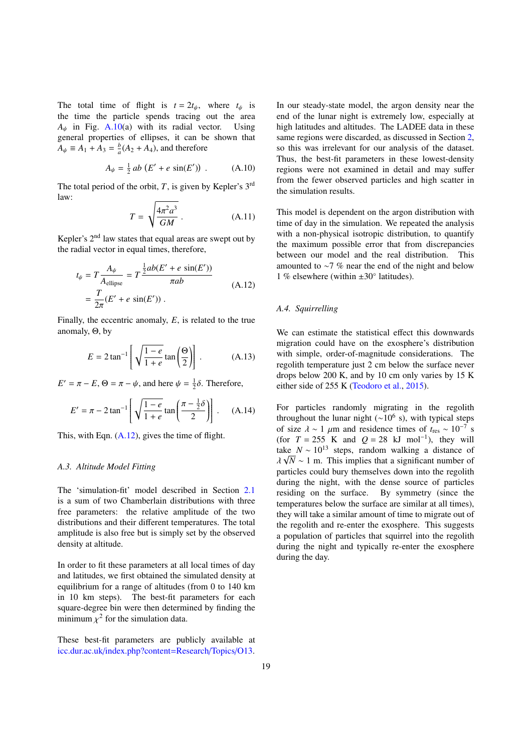The total time of flight is $t = 2t_\psi$, where $t_\psi$ is the time the particle spends tracing out the area $A_\psi$ in Fig. A.10(a) with its radial vector. Using general properties of ellipses, it can be shown that $A_\psi \equiv A_1 + A_3 = \frac{b}{a}(A_2 + A_4)$, and therefore

$$A_\psi = \tfrac{1}{2}\, ab\, \left(E' + e\, \sin(E')\right) . \tag{A.10}$$

The total period of the orbit, $T$, is given by Kepler's 3rd law:

$$T = \sqrt{\frac{4\pi^2 a^3}{GM}} . \tag{A.11}$$

Kepler's 2nd law states that equal areas are swept out by the radial vector in equal times, therefore,

$$\begin{aligned} t_\psi &= T\frac{A_\psi}{A_{\text{ellipse}}} = T\frac{\frac{1}{2}ab(E' + e\,\sin(E'))}{\pi ab} \\ &= \frac{T}{2\pi}(E' + e\,\sin(E')) . \end{aligned} \tag{A.12}$$

Finally, the eccentric anomaly, $E$, is related to the true anomaly, $\Theta$, by

$$E = 2\tan^{-1}\left[\sqrt{\frac{1-e}{1+e}}\tan\left(\frac{\Theta}{2}\right)\right] . \tag{A.13}$$

$E' = \pi - E$, $\Theta = \pi - \psi$, and here $\psi = \frac{1}{2}\delta$. Therefore,

$$E' = \pi - 2\tan^{-1}\left[\sqrt{\frac{1-e}{1+e}}\tan\left(\frac{\pi - \frac{1}{2}\delta}{2}\right)\right] . \tag{A.14}$$

This, with Eqn. (A.12), gives the time of flight.

### A.3. Altitude Model Fitting

The 'simulation-fit' model described in Section 2.1 is a sum of two Chamberlain distributions with three free parameters: the relative amplitude of the two distributions and their different temperatures. The total amplitude is also free but is simply set by the observed density at altitude.

In order to fit these parameters at all local times of day and latitudes, we first obtained the simulated density at equilibrium for a range of altitudes (from 0 to 140 km in 10 km steps). The best-fit parameters for each square-degree bin were then determined by finding the minimum $\chi^2$ for the simulation data.

These best-fit parameters are publicly available at icc.dur.ac.uk/index.php?content=Research/Topics/O13.

In our steady-state model, the argon density near the end of the lunar night is extremely low, especially at high latitudes and altitudes. The LADEE data in these same regions were discarded, as discussed in Section 2, so this was irrelevant for our analysis of the dataset. Thus, the best-fit parameters in these lowest-density regions were not examined in detail and may suffer from the fewer observed particles and high scatter in the simulation results.

This model is dependent on the argon distribution with time of day in the simulation. We repeated the analysis with a non-physical isotropic distribution, to quantify the maximum possible error that from discrepancies between our model and the real distribution. This amounted to ~7 % near the end of the night and below 1 % elsewhere (within ±30° latitudes).

### A.4. Squirrelling

We can estimate the statistical effect this downwards migration could have on the exosphere's distribution with simple, order-of-magnitude considerations. The regolith temperature just 2 cm below the surface never drops below 200 K, and by 10 cm only varies by 15 K either side of 255 K (Teodoro et al., 2015).

For particles randomly migrating in the regolith throughout the lunar night ($\sim 10^6$ s), with typical steps of size $\lambda \sim 1$ $\mu$m and residence times of $t_{\text{res}} \sim 10^{-7}$ s (for $T = 255$ K and $Q = 28$ kJ mol$^{-1}$), they will take $N \sim 10^{13}$ steps, random walking a distance of $\lambda\sqrt{N} \sim 1$ m. This implies that a significant number of particles could bury themselves down into the regolith during the night, with the dense source of particles residing on the surface. By symmetry (since the temperatures below the surface are similar at all times), they will take a similar amount of time to migrate out of the regolith and re-enter the exosphere. This suggests a population of particles that squirrel into the regolith during the night and typically re-enter the exosphere during the day.